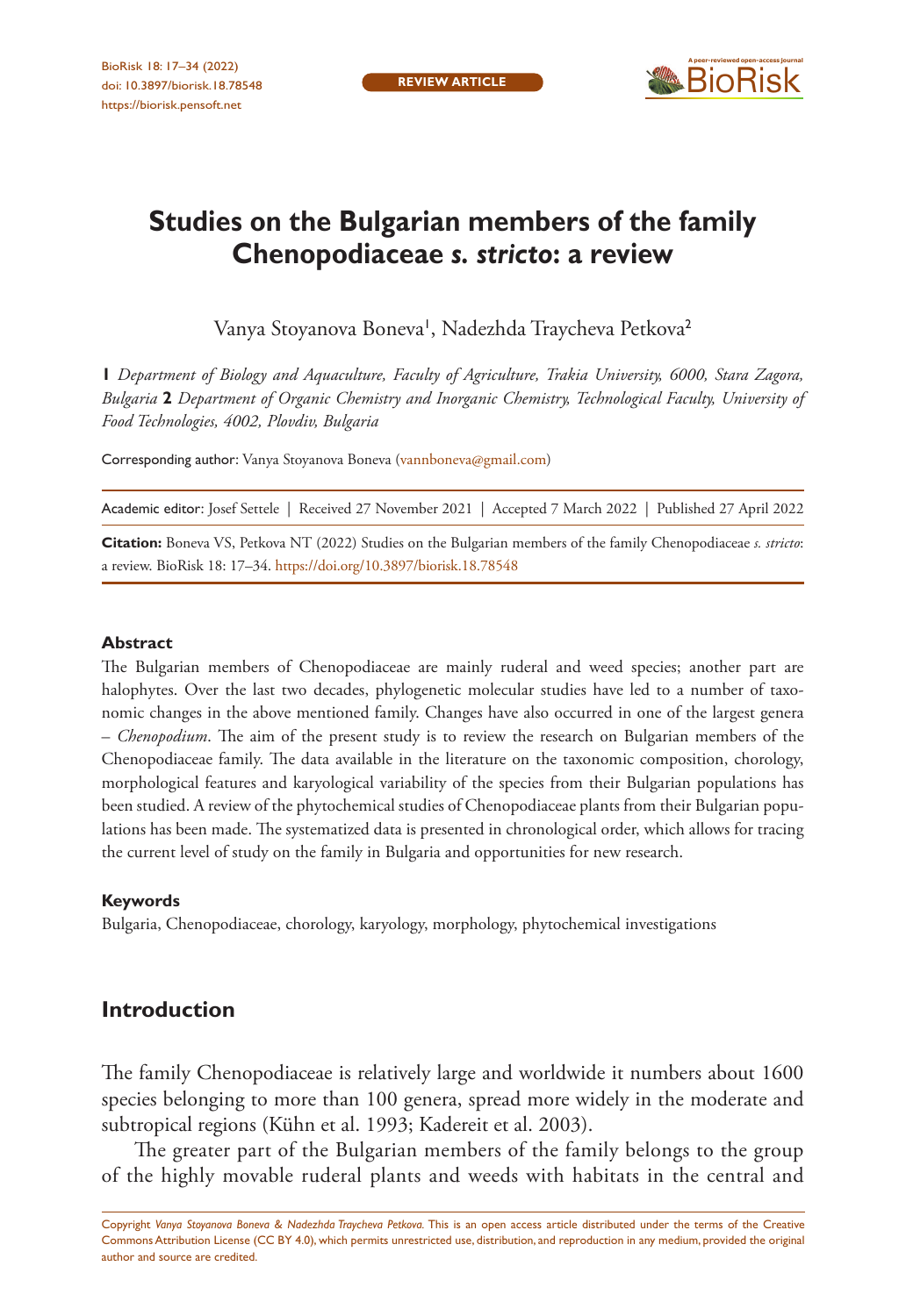# Studies on the Bulgarian members of the family Chenopodiaceae *s. stricto*: a review

Vanya Stoyanova Boneva[1], Nadezhda Traycheva Petkova[2]

**1** *Department of Biology and Aquaculture, Faculty of Agriculture, Trakia University, 6000, Stara Zagora, Bulgaria* **2** *Department of Organic Chemistry and Inorganic Chemistry, Technological Faculty, University of Food Technologies, 4002, Plovdiv, Bulgaria*

Corresponding author: Vanya Stoyanova Boneva (vannboneva@gmail.com)

Academic editor: Josef Settele | Received 27 November 2021 | Accepted 7 March 2022 | Published 27 April 2022

**Citation:** Boneva VS, Petkova NT (2022) Studies on the Bulgarian members of the family Chenopodiaceae *s. stricto*: a review. BioRisk 18: 17–34. https://doi.org/10.3897/biorisk.18.78548

#### Abstract

The Bulgarian members of Chenopodiaceae are mainly ruderal and weed species; another part are halophytes. Over the last two decades, phylogenetic molecular studies have led to a number of taxonomic changes in the above mentioned family. Changes have also occurred in one of the largest genera – *Chenopodium*. The aim of the present study is to review the research on Bulgarian members of the Chenopodiaceae family. The data available in the literature on the taxonomic composition, chorology, morphological features and karyological variability of the species from their Bulgarian populations has been studied. A review of the phytochemical studies of Chenopodiaceae plants from their Bulgarian populations has been made. The systematized data is presented in chronological order, which allows for tracing the current level of study on the family in Bulgaria and opportunities for new research.

#### Keywords

Bulgaria, Chenopodiaceae, chorology, karyology, morphology, phytochemical investigations

## Introduction

The family Chenopodiaceae is relatively large and worldwide it numbers about 1600 species belonging to more than 100 genera, spread more widely in the moderate and subtropical regions (Kühn et al. 1993; Kadereit et al. 2003).

The greater part of the Bulgarian members of the family belongs to the group of the highly movable ruderal plants and weeds with habitats in the central and

Copyright *Vanya Stoyanova Boneva & Nadezhda Traycheva Petkova.* This is an open access article distributed under the terms of the Creative Commons Attribution License (CC BY 4.0), which permits unrestricted use, distribution, and reproduction in any medium, provided the original author and source are credited.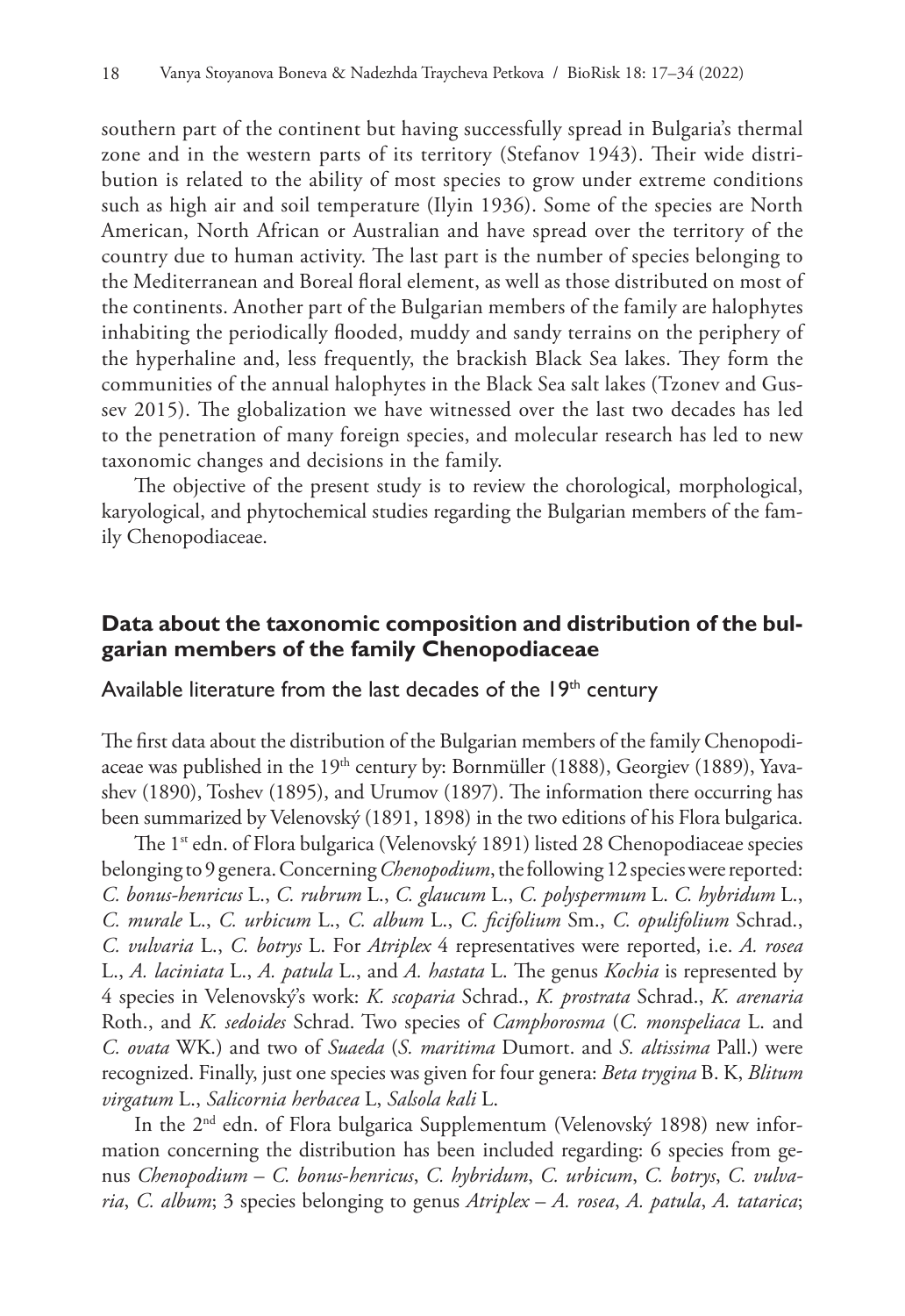southern part of the continent but having successfully spread in Bulgaria's thermal zone and in the western parts of its territory (Stefanov 1943). Their wide distribution is related to the ability of most species to grow under extreme conditions such as high air and soil temperature (Ilyin 1936). Some of the species are North American, North African or Australian and have spread over the territory of the country due to human activity. The last part is the number of species belonging to the Mediterranean and Boreal floral element, as well as those distributed on most of the continents. Another part of the Bulgarian members of the family are halophytes inhabiting the periodically flooded, muddy and sandy terrains on the periphery of the hyperhaline and, less frequently, the brackish Black Sea lakes. They form the communities of the annual halophytes in the Black Sea salt lakes (Tzonev and Gussev 2015). The globalization we have witnessed over the last two decades has led to the penetration of many foreign species, and molecular research has led to new taxonomic changes and decisions in the family.

The objective of the present study is to review the chorological, morphological, karyological, and phytochemical studies regarding the Bulgarian members of the family Chenopodiaceae.

## Data about the taxonomic composition and distribution of the bulgarian members of the family Chenopodiaceae

### Available literature from the last decades of the 19th century

The first data about the distribution of the Bulgarian members of the family Chenopodiaceae was published in the 19th century by: Bornmüller (1888), Georgiev (1889), Yavashev (1890), Toshev (1895), and Urumov (1897). The information there occurring has been summarized by Velenovský (1891, 1898) in the two editions of his Flora bulgarica.

The 1st edn. of Flora bulgarica (Velenovský 1891) listed 28 Chenopodiaceae species belonging to 9 genera. Concerning *Chenopodium*, the following 12 species were reported: *C. bonus-henricus* L., *C. rubrum* L., *C. glaucum* L., *C. polyspermum* L. *C. hybridum* L., *C. murale* L., *C. urbicum* L., *C. album* L., *C. ficifolium* Sm., *C. opulifolium* Schrad., *C. vulvaria* L., *C. botrys* L. For *Atriplex* 4 representatives were reported, i.e. *A. rosea* L., *A. laciniata* L., *A. patula* L., and *A. hastata* L. The genus *Kochia* is represented by 4 species in Velenovský's work: *K. scoparia* Schrad., *K. prostrata* Schrad., *K. arenaria* Roth., and *K. sedoides* Schrad. Two species of *Camphorosma* (*C. monspeliaca* L. and *C. ovata* WK.) and two of *Suaeda* (*S. maritima* Dumort. and *S. altissima* Pall.) were recognized. Finally, just one species was given for four genera: *Beta trygina* B. K, *Blitum virgatum* L., *Salicornia herbacea* L, *Salsola kali* L.

In the 2nd edn. of Flora bulgarica Supplementum (Velenovský 1898) new information concerning the distribution has been included regarding: 6 species from genus *Chenopodium* – *C. bonus-henricus*, *C. hybridum*, *C. urbicum*, *C. botrys*, *C. vulvaria*, *C. album*; 3 species belonging to genus *Atriplex* – *A. rosea*, *A. patula*, *A. tatarica*;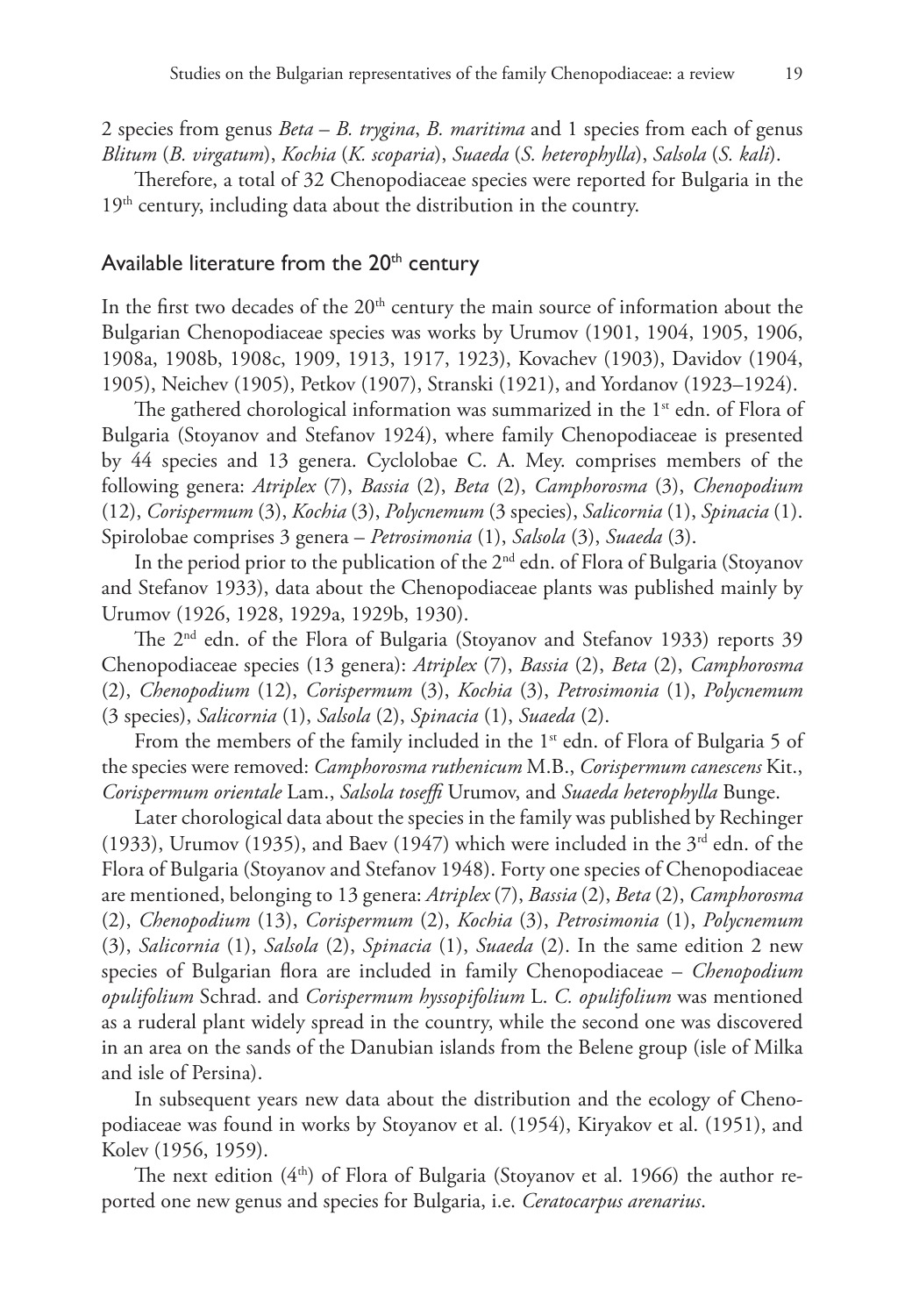2 species from genus *Beta* – *B. trygina*, *B. maritima* and 1 species from each of genus *Blitum* (*B. virgatum*), *Kochia* (*K. scoparia*), *Suaeda* (*S. heterophylla*), *Salsola* (*S. kali*).

Therefore, a total of 32 Chenopodiaceae species were reported for Bulgaria in the 19th century, including data about the distribution in the country.

## Available literature from the 20th century

In the first two decades of the 20th century the main source of information about the Bulgarian Chenopodiaceae species was works by Urumov (1901, 1904, 1905, 1906, 1908a, 1908b, 1908c, 1909, 1913, 1917, 1923), Kovachev (1903), Davidov (1904, 1905), Neichev (1905), Petkov (1907), Stranski (1921), and Yordanov (1923–1924).

The gathered chorological information was summarized in the 1st edn. of Flora of Bulgaria (Stoyanov and Stefanov 1924), where family Chenopodiaceae is presented by 44 species and 13 genera. Cyclolobae C. A. Mey. comprises members of the following genera: *Atriplex* (7), *Bassia* (2), *Beta* (2), *Camphorosma* (3), *Chenopodium* (12), *Corispermum* (3), *Kochia* (3), *Polycnemum* (3 species), *Salicornia* (1), *Spinacia* (1). Spirolobae comprises 3 genera – *Petrosimonia* (1), *Salsola* (3), *Suaeda* (3).

In the period prior to the publication of the 2nd edn. of Flora of Bulgaria (Stoyanov and Stefanov 1933), data about the Chenopodiaceae plants was published mainly by Urumov (1926, 1928, 1929a, 1929b, 1930).

The 2nd edn. of the Flora of Bulgaria (Stoyanov and Stefanov 1933) reports 39 Chenopodiaceae species (13 genera): *Atriplex* (7), *Bassia* (2), *Beta* (2), *Camphorosma* (2), *Chenopodium* (12), *Corispermum* (3), *Kochia* (3), *Petrosimonia* (1), *Polycnemum* (3 species), *Salicornia* (1), *Salsola* (2), *Spinacia* (1), *Suaeda* (2).

From the members of the family included in the 1st edn. of Flora of Bulgaria 5 of the species were removed: *Camphorosma ruthenicum* M.B., *Corispermum canescens* Kit., *Corispermum orientale* Lam., *Salsola toseffi* Urumov, and *Suaeda heterophylla* Bunge.

Later chorological data about the species in the family was published by Rechinger (1933), Urumov (1935), and Baev (1947) which were included in the 3rd edn. of the Flora of Bulgaria (Stoyanov and Stefanov 1948). Forty one species of Chenopodiaceae are mentioned, belonging to 13 genera: *Atriplex* (7), *Bassia* (2), *Beta* (2), *Camphorosma* (2), *Chenopodium* (13), *Corispermum* (2), *Kochia* (3), *Petrosimonia* (1), *Polycnemum* (3), *Salicornia* (1), *Salsola* (2), *Spinacia* (1), *Suaeda* (2). In the same edition 2 new species of Bulgarian flora are included in family Chenopodiaceae – *Chenopodium opulifolium* Schrad. and *Corispermum hyssopifolium* L. *C. opulifolium* was mentioned as a ruderal plant widely spread in the country, while the second one was discovered in an area on the sands of the Danubian islands from the Belene group (isle of Milka and isle of Persina).

In subsequent years new data about the distribution and the ecology of Chenopodiaceae was found in works by Stoyanov et al. (1954), Kiryakov et al. (1951), and Kolev (1956, 1959).

The next edition (4th) of Flora of Bulgaria (Stoyanov et al. 1966) the author reported one new genus and species for Bulgaria, i.e. *Ceratocarpus arenarius*.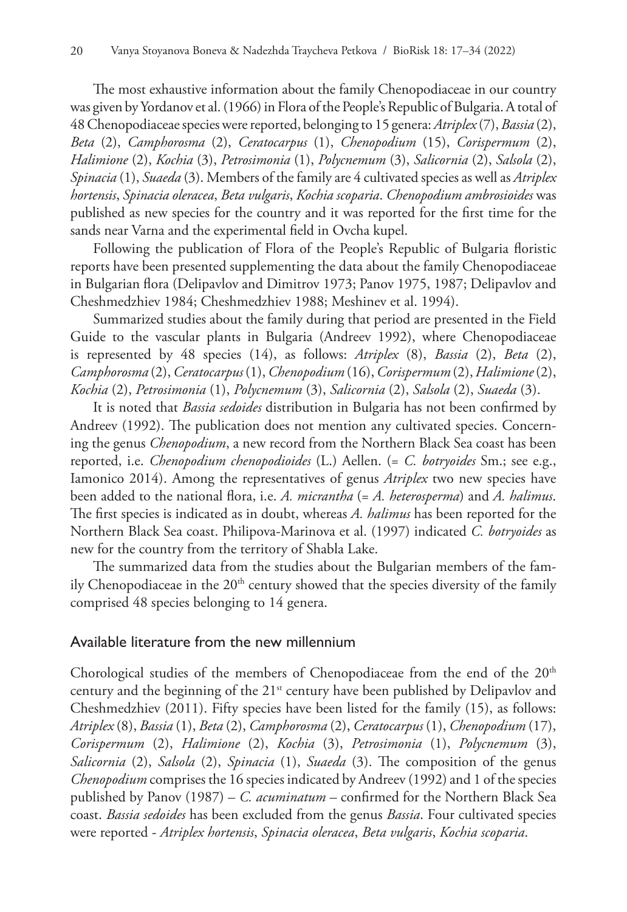The most exhaustive information about the family Chenopodiaceae in our country was given by Yordanov et al. (1966) in Flora of the People's Republic of Bulgaria. A total of 48 Chenopodiaceae species were reported, belonging to 15 genera: *Atriplex* (7), *Bassia* (2), *Beta* (2), *Camphorosma* (2), *Ceratocarpus* (1), *Chenopodium* (15), *Corispermum* (2), *Halimione* (2), *Kochia* (3), *Petrosimonia* (1), *Polycnemum* (3), *Salicornia* (2), *Salsola* (2), *Spinacia* (1), *Suaeda* (3). Members of the family are 4 cultivated species as well as *Atriplex hortensis*, *Spinacia oleracea*, *Beta vulgaris*, *Kochia scoparia*. *Chenopodium ambrosioides* was published as new species for the country and it was reported for the first time for the sands near Varna and the experimental field in Ovcha kupel.

Following the publication of Flora of the People's Republic of Bulgaria floristic reports have been presented supplementing the data about the family Chenopodiaceae in Bulgarian flora (Delipavlov and Dimitrov 1973; Panov 1975, 1987; Delipavlov and Cheshmedzhiev 1984; Cheshmedzhiev 1988; Meshinev et al. 1994).

Summarized studies about the family during that period are presented in the Field Guide to the vascular plants in Bulgaria (Andreev 1992), where Chenopodiaceae is represented by 48 species (14), as follows: *Atriplex* (8), *Bassia* (2), *Beta* (2), *Camphorosma* (2), *Ceratocarpus* (1), *Chenopodium* (16), *Corispermum* (2), *Halimione* (2), *Kochia* (2), *Petrosimonia* (1), *Polycnemum* (3), *Salicornia* (2), *Salsola* (2), *Suaeda* (3).

It is noted that *Bassia sedoides* distribution in Bulgaria has not been confirmed by Andreev (1992). The publication does not mention any cultivated species. Concerning the genus *Chenopodium*, a new record from the Northern Black Sea coast has been reported, i.e. *Chenopodium chenopodioides* (L.) Aellen. (= *C. botryoides* Sm.; see e.g., Iamonico 2014). Among the representatives of genus *Atriplex* two new species have been added to the national flora, i.e. *A. micrantha* (= *A. heterosperma*) and *A. halimus*. The first species is indicated as in doubt, whereas *A. halimus* has been reported for the Northern Black Sea coast. Philipova-Marinova et al. (1997) indicated *C. botryoides* as new for the country from the territory of Shabla Lake.

The summarized data from the studies about the Bulgarian members of the family Chenopodiaceae in the 20[th] century showed that the species diversity of the family comprised 48 species belonging to 14 genera.

## Available literature from the new millennium

Chorological studies of the members of Chenopodiaceae from the end of the 20[th] century and the beginning of the 21[st] century have been published by Delipavlov and Cheshmedzhiev (2011). Fifty species have been listed for the family (15), as follows: *Atriplex* (8), *Bassia* (1), *Beta* (2), *Camphorosma* (2), *Ceratocarpus* (1), *Chenopodium* (17), *Corispermum* (2), *Halimione* (2), *Kochia* (3), *Petrosimonia* (1), *Polycnemum* (3), *Salicornia* (2), *Salsola* (2), *Spinacia* (1), *Suaeda* (3). The composition of the genus *Chenopodium* comprises the 16 species indicated by Andreev (1992) and 1 of the species published by Panov (1987) – *C. acuminatum* – confirmed for the Northern Black Sea coast. *Bassia sedoides* has been excluded from the genus *Bassia*. Four cultivated species were reported - *Atriplex hortensis*, *Spinacia oleracea*, *Beta vulgaris*, *Kochia scoparia*.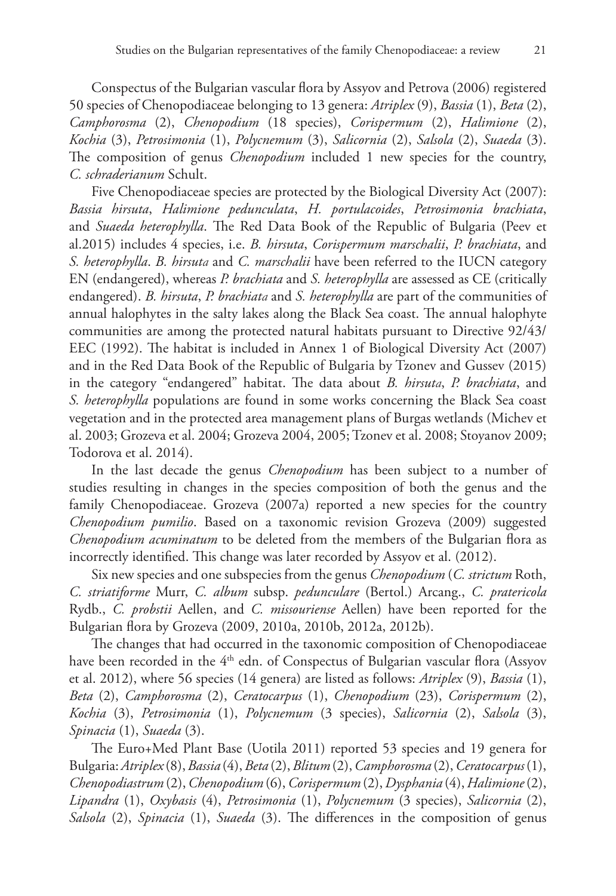Conspectus of the Bulgarian vascular flora by Assyov and Petrova (2006) registered 50 species of Chenopodiaceae belonging to 13 genera: *Atriplex* (9), *Bassia* (1), *Beta* (2), *Camphorosma* (2), *Chenopodium* (18 species), *Corispermum* (2), *Halimione* (2), *Kochia* (3), *Petrosimonia* (1), *Polycnemum* (3), *Salicornia* (2), *Salsola* (2), *Suaeda* (3). The composition of genus *Chenopodium* included 1 new species for the country, *C. schraderianum* Schult.

Five Chenopodiaceae species are protected by the Biological Diversity Act (2007): *Bassia hirsuta*, *Halimione pedunculata*, *H. portulacoides*, *Petrosimonia brachiata*, and *Suaeda heterophylla*. The Red Data Book of the Republic of Bulgaria (Peev et al.2015) includes 4 species, i.e. *B. hirsuta*, *Corispermum marschalii*, *P. brachiata*, and *S. heterophylla*. *B. hirsuta* and *C. marschalii* have been referred to the IUCN category EN (endangered), whereas *P. brachiata* and *S. heterophylla* are assessed as CE (critically endangered). *B. hirsuta*, *P. brachiata* and *S. heterophylla* are part of the communities of annual halophytes in the salty lakes along the Black Sea coast. The annual halophyte communities are among the protected natural habitats pursuant to Directive 92/43/EEC (1992). The habitat is included in Annex 1 of Biological Diversity Act (2007) and in the Red Data Book of the Republic of Bulgaria by Tzonev and Gussev (2015) in the category "endangered" habitat. The data about *B. hirsuta*, *P. brachiata*, and *S. heterophylla* populations are found in some works concerning the Black Sea coast vegetation and in the protected area management plans of Burgas wetlands (Michev et al. 2003; Grozeva et al. 2004; Grozeva 2004, 2005; Tzonev et al. 2008; Stoyanov 2009; Todorova et al. 2014).

In the last decade the genus *Chenopodium* has been subject to a number of studies resulting in changes in the species composition of both the genus and the family Chenopodiaceae. Grozeva (2007a) reported a new species for the country *Chenopodium pumilio*. Based on a taxonomic revision Grozeva (2009) suggested *Chenopodium acuminatum* to be deleted from the members of the Bulgarian flora as incorrectly identified. This change was later recorded by Assyov et al. (2012).

Six new species and one subspecies from the genus *Chenopodium* (*C. strictum* Roth, *C. striatiforme* Murr, *C. album* subsp. *pedunculare* (Bertol.) Arcang., *C. pratericola* Rydb., *C. probstii* Aellen, and *C. missouriense* Aellen) have been reported for the Bulgarian flora by Grozeva (2009, 2010a, 2010b, 2012a, 2012b).

The changes that had occurred in the taxonomic composition of Chenopodiaceae have been recorded in the 4th edn. of Conspectus of Bulgarian vascular flora (Assyov et al. 2012), where 56 species (14 genera) are listed as follows: *Atriplex* (9), *Bassia* (1), *Beta* (2), *Camphorosma* (2), *Ceratocarpus* (1), *Chenopodium* (23), *Corispermum* (2), *Kochia* (3), *Petrosimonia* (1), *Polycnemum* (3 species), *Salicornia* (2), *Salsola* (3), *Spinacia* (1), *Suaeda* (3).

The Euro+Med Plant Base (Uotila 2011) reported 53 species and 19 genera for Bulgaria: *Atriplex* (8), *Bassia* (4), *Beta* (2), *Blitum* (2), *Camphorosma* (2), *Ceratocarpus* (1), *Chenopodiastrum* (2), *Chenopodium* (6), *Corispermum* (2), *Dysphania* (4), *Halimione* (2), *Lipandra* (1), *Oxybasis* (4), *Petrosimonia* (1), *Polycnemum* (3 species), *Salicornia* (2), *Salsola* (2), *Spinacia* (1), *Suaeda* (3). The differences in the composition of genus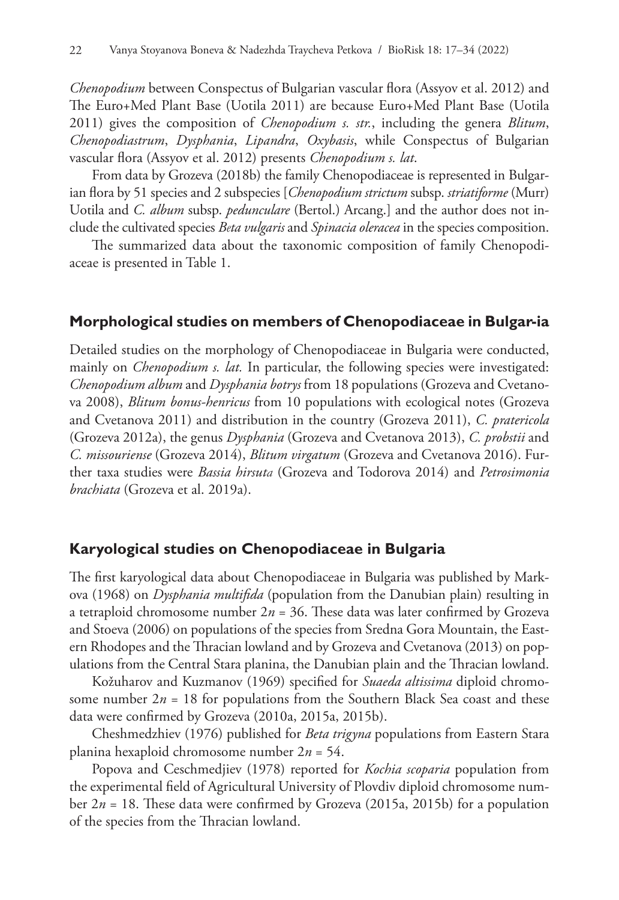*Chenopodium* between Conspectus of Bulgarian vascular flora (Assyov et al. 2012) and The Euro+Med Plant Base (Uotila 2011) are because Euro+Med Plant Base (Uotila 2011) gives the composition of *Chenopodium s. str.*, including the genera *Blitum*, *Chenopodiastrum*, *Dysphania*, *Lipandra*, *Oxybasis*, while Conspectus of Bulgarian vascular flora (Assyov et al. 2012) presents *Chenopodium s. lat*.

From data by Grozeva (2018b) the family Chenopodiaceae is represented in Bulgarian flora by 51 species and 2 subspecies [*Chenopodium strictum* subsp. *striatiforme* (Murr) Uotila and *C. album* subsp. *pedunculare* (Bertol.) Arcang.] and the author does not include the cultivated species *Beta vulgaris* and *Spinacia oleracea* in the species composition.

The summarized data about the taxonomic composition of family Chenopodiaceae is presented in Table 1.

## Morphological studies on members of Chenopodiaceae in Bulgar-ia

Detailed studies on the morphology of Chenopodiaceae in Bulgaria were conducted, mainly on *Chenopodium s. lat.* In particular, the following species were investigated: *Chenopodium album* and *Dysphania botrys* from 18 populations (Grozeva and Cvetanova 2008), *Blitum bonus-henricus* from 10 populations with ecological notes (Grozeva and Cvetanova 2011) and distribution in the country (Grozeva 2011), *C. pratericola* (Grozeva 2012a), the genus *Dysphania* (Grozeva and Cvetanova 2013), *C. probstii* and *C. missouriense* (Grozeva 2014), *Blitum virgatum* (Grozeva and Cvetanova 2016). Further taxa studies were *Bassia hirsuta* (Grozeva and Todorova 2014) and *Petrosimonia brachiata* (Grozeva et al. 2019a).

## Karyological studies on Chenopodiaceae in Bulgaria

The first karyological data about Chenopodiaceae in Bulgaria was published by Markova (1968) on *Dysphania multifida* (population from the Danubian plain) resulting in a tetraploid chromosome number $2n = 36$. These data was later confirmed by Grozeva and Stoeva (2006) on populations of the species from Sredna Gora Mountain, the Eastern Rhodopes and the Thracian lowland and by Grozeva and Cvetanova (2013) on populations from the Central Stara planina, the Danubian plain and the Thracian lowland.

Kožuharov and Kuzmanov (1969) specified for *Suaeda altissima* diploid chromosome number $2n = 18$ for populations from the Southern Black Sea coast and these data were confirmed by Grozeva (2010a, 2015a, 2015b).

Cheshmedzhiev (1976) published for *Beta trigyna* populations from Eastern Stara planina hexaploid chromosome number $2n = 54$.

Popova and Ceschmedjiev (1978) reported for *Kochia scoparia* population from the experimental field of Agricultural University of Plovdiv diploid chromosome number $2n = 18$. These data were confirmed by Grozeva (2015a, 2015b) for a population of the species from the Thracian lowland.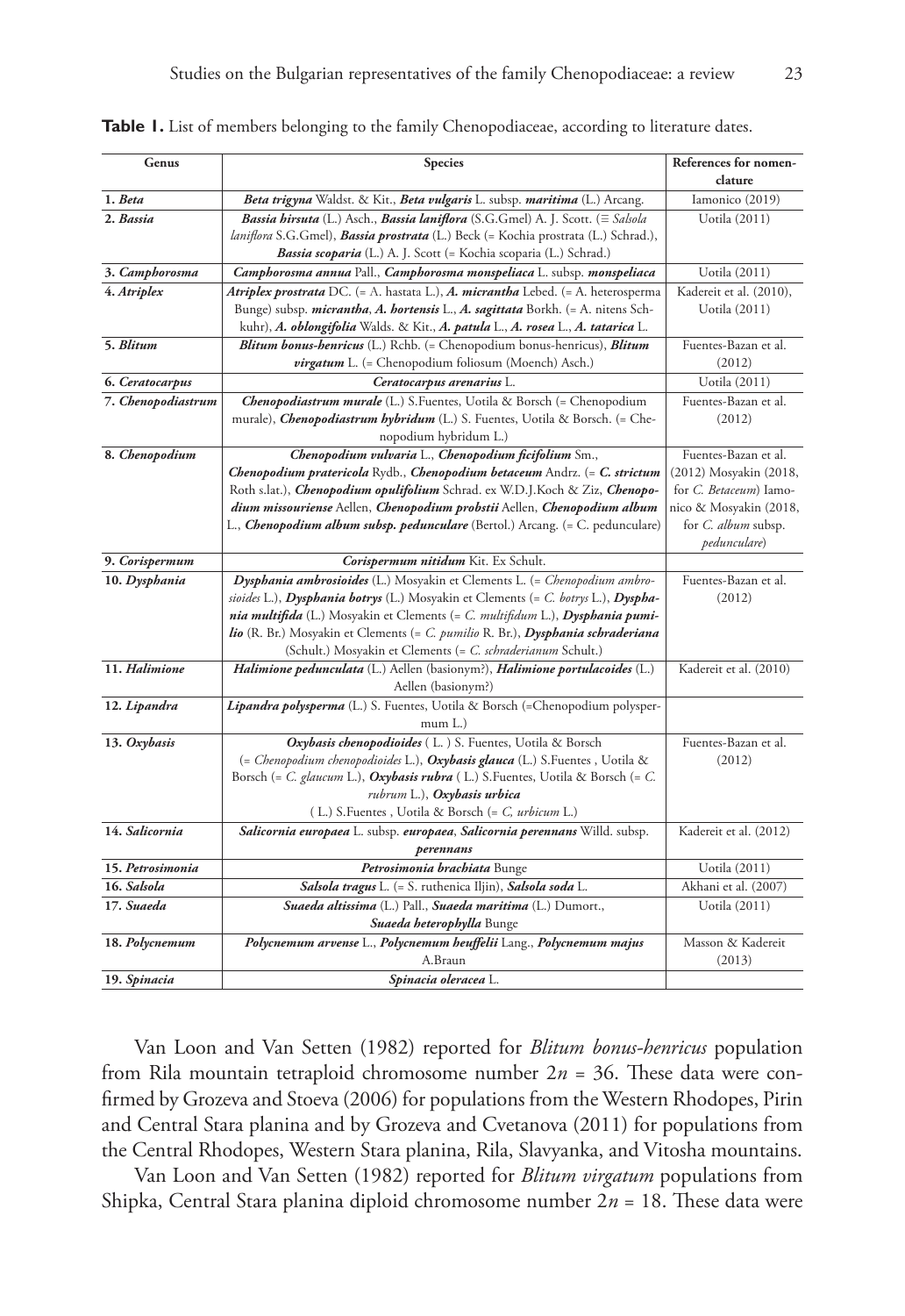**Table 1.** List of members belonging to the family Chenopodiaceae, according to literature dates.

| Genus | Species | References for nomenclature |
|---|---|---|
| 1. *Beta* | ***Beta trigyna*** Waldst. & Kit., ***Beta vulgaris*** L. subsp. ***maritima*** (L.) Arcang. | Iamonico (2019) |
| 2. *Bassia* | ***Bassia hirsuta*** (L.) Asch., ***Bassia laniflora*** (S.G.Gmel) A. J. Scott. (≡ *Salsola laniflora* S.G.Gmel), ***Bassia prostrata*** (L.) Beck (= Kochia prostrata (L.) Schrad.), ***Bassia scoparia*** (L.) A. J. Scott (= Kochia scoparia (L.) Schrad.) | Uotila (2011) |
| 3. *Camphorosma* | ***Camphorosma annua*** Pall., ***Camphorosma monspeliaca*** L. subsp. ***monspeliaca*** | Uotila (2011) |
| 4. *Atriplex* | ***Atriplex prostrata*** DC. (= A. hastata L.), ***A. micrantha*** Lebed. (= A. heterosperma Bunge) subsp. ***micrantha***, ***A. hortensis*** L., ***A. sagittata*** Borkh. (= A. nitens Schkuhr), ***A. oblongifolia*** Walds. & Kit., ***A. patula*** L., ***A. rosea*** L., ***A. tatarica*** L. | Kadereit et al. (2010), Uotila (2011) |
| 5. *Blitum* | ***Blitum bonus-henricus*** (L.) Rchb. (= Chenopodium bonus-henricus), ***Blitum virgatum*** L. (= Chenopodium foliosum (Moench) Asch.) | Fuentes-Bazan et al. (2012) |
| 6. *Ceratocarpus* | ***Ceratocarpus arenarius*** L. | Uotila (2011) |
| 7. *Chenopodiastrum* | ***Chenopodiastrum murale*** (L.) S.Fuentes, Uotila & Borsch (= Chenopodium murale), ***Chenopodiastrum hybridum*** (L.) S. Fuentes, Uotila & Borsch. (= Chenopodium hybridum L.) | Fuentes-Bazan et al. (2012) |
| 8. *Chenopodium* | ***Chenopodium vulvaria*** L., ***Chenopodium ficifolium*** Sm., ***Chenopodium pratericola*** Rydb., ***Chenopodium betaceum*** Andrz. (= ***C. strictum*** Roth s.lat.), ***Chenopodium opulifolium*** Schrad. ex W.D.J.Koch & Ziz, ***Chenopodium missouriense*** Aellen, ***Chenopodium probstii*** Aellen, ***Chenopodium album*** L., ***Chenopodium album subsp. pedunculare*** (Bertol.) Arcang. (= C. pedunculare) | Fuentes-Bazan et al. (2012) Mosyakin (2018, for *C. Betaceum*) Iamonico & Mosyakin (2018, for *C. album* subsp. *pedunculare*) |
| 9. *Corispermum* | ***Corispermum nitidum*** Kit. Ex Schult. | |
| 10. *Dysphania* | ***Dysphania ambrosioides*** (L.) Mosyakin et Clements L. (= *Chenopodium ambrosioides* L.), ***Dysphania botrys*** (L.) Mosyakin et Clements (= *C. botrys* L.), ***Dysphania multifida*** (L.) Mosyakin et Clements (= *C. multifidum* L.), ***Dysphania pumilio*** (R. Br.) Mosyakin et Clements (= *C. pumilio* R. Br.), ***Dysphania schraderiana*** (Schult.) Mosyakin et Clements (= *C. schraderianum* Schult.) | Fuentes-Bazan et al. (2012) |
| 11. *Halimione* | ***Halimione pedunculata*** (L.) Aellen (basionym?), ***Halimione portulacoides*** (L.) Aellen (basionym?) | Kadereit et al. (2010) |
| 12. *Lipandra* | ***Lipandra polysperma*** (L.) S. Fuentes, Uotila & Borsch (=Chenopodium polyspermum L.) | |
| 13. *Oxybasis* | ***Oxybasis chenopodioides*** ( L. ) S. Fuentes, Uotila & Borsch (= *Chenopodium chenopodioides* L.), ***Oxybasis glauca*** (L.) S.Fuentes , Uotila & Borsch (= *C. glaucum* L.), ***Oxybasis rubra*** ( L.) S.Fuentes, Uotila & Borsch (= *C. rubrum* L.), ***Oxybasis urbica*** ( L.) S.Fuentes , Uotila & Borsch (= *C, urbicum* L.) | Fuentes-Bazan et al. (2012) |
| 14. *Salicornia* | ***Salicornia europaea*** L. subsp. ***europaea***, ***Salicornia perennans*** Willd. subsp. ***perennans*** | Kadereit et al. (2012) |
| 15. *Petrosimonia* | ***Petrosimonia brachiata*** Bunge | Uotila (2011) |
| 16. *Salsola* | ***Salsola tragus*** L. (= S. ruthenica Iljin), ***Salsola soda*** L. | Akhani et al. (2007) |
| 17. *Suaeda* | ***Suaeda altissima*** (L.) Pall., ***Suaeda maritima*** (L.) Dumort., ***Suaeda heterophylla*** Bunge | Uotila (2011) |
| 18. *Polycnemum* | ***Polycnemum arvense*** L., ***Polycnemum heuffelii*** Lang., ***Polycnemum majus*** A.Braun | Masson & Kadereit (2013) |
| 19. *Spinacia* | ***Spinacia oleracea*** L. | |

Van Loon and Van Setten (1982) reported for *Blitum bonus-henricus* population from Rila mountain tetraploid chromosome number $2n = 36$. These data were confirmed by Grozeva and Stoeva (2006) for populations from the Western Rhodopes, Pirin and Central Stara planina and by Grozeva and Cvetanova (2011) for populations from the Central Rhodopes, Western Stara planina, Rila, Slavyanka, and Vitosha mountains.

Van Loon and Van Setten (1982) reported for *Blitum virgatum* populations from Shipka, Central Stara planina diploid chromosome number $2n = 18$. These data were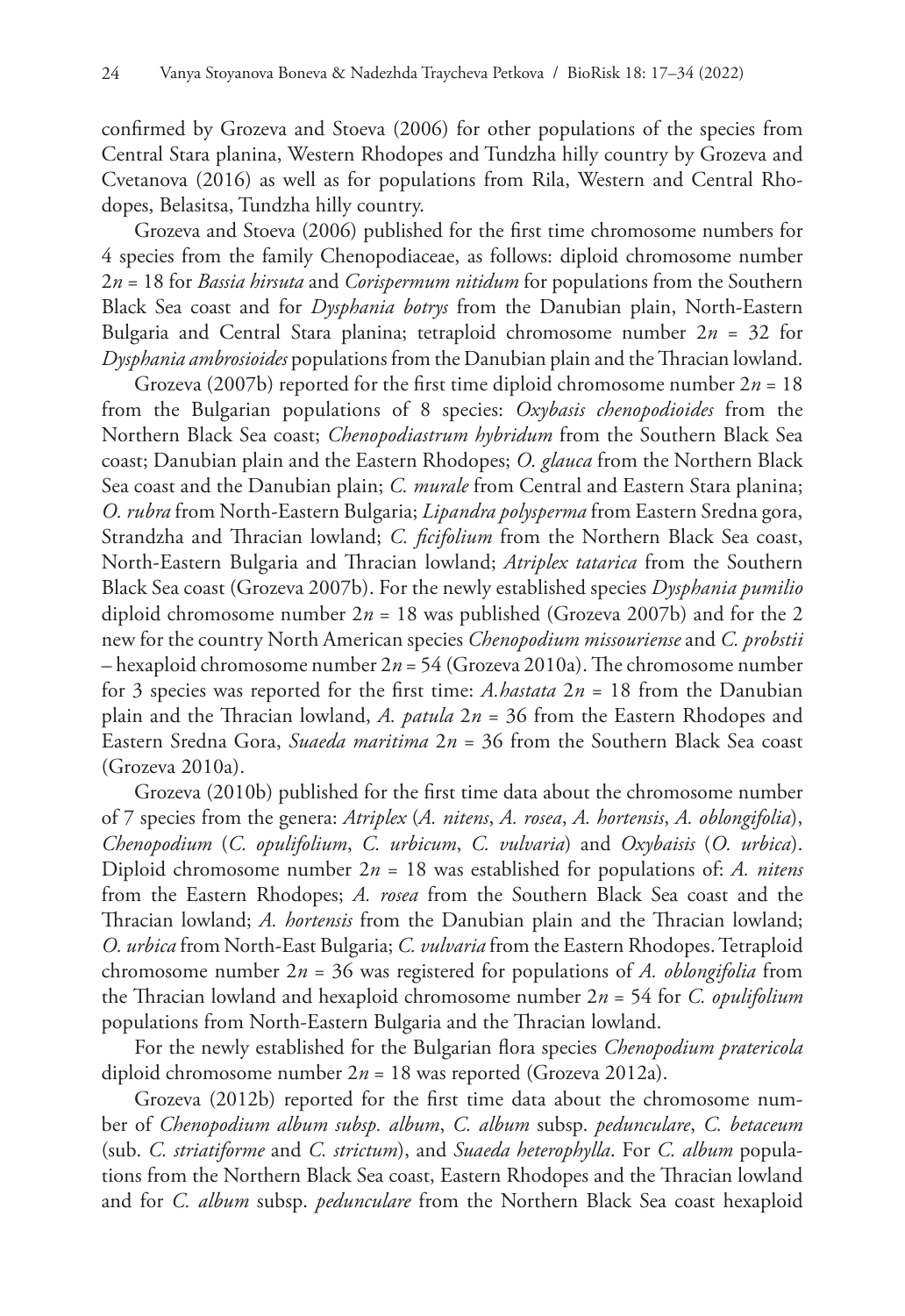confirmed by Grozeva and Stoeva (2006) for other populations of the species from Central Stara planina, Western Rhodopes and Tundzha hilly country by Grozeva and Cvetanova (2016) as well as for populations from Rila, Western and Central Rhodopes, Belasitsa, Tundzha hilly country.

Grozeva and Stoeva (2006) published for the first time chromosome numbers for 4 species from the family Chenopodiaceae, as follows: diploid chromosome number $2n = 18$ for *Bassia hirsuta* and *Corispermum nitidum* for populations from the Southern Black Sea coast and for *Dysphania botrys* from the Danubian plain, North-Eastern Bulgaria and Central Stara planina; tetraploid chromosome number $2n = 32$ for *Dysphania ambrosioides* populations from the Danubian plain and the Thracian lowland.

Grozeva (2007b) reported for the first time diploid chromosome number $2n = 18$ from the Bulgarian populations of 8 species: *Oxybasis chenopodioides* from the Northern Black Sea coast; *Chenopodiastrum hybridum* from the Southern Black Sea coast; Danubian plain and the Eastern Rhodopes; *O. glauca* from the Northern Black Sea coast and the Danubian plain; *C. murale* from Central and Eastern Stara planina; *O. rubra* from North-Eastern Bulgaria; *Lipandra polysperma* from Eastern Sredna gora, Strandzha and Thracian lowland; *C. ficifolium* from the Northern Black Sea coast, North-Eastern Bulgaria and Thracian lowland; *Atriplex tatarica* from the Southern Black Sea coast (Grozeva 2007b). For the newly established species *Dysphania pumilio* diploid chromosome number $2n = 18$ was published (Grozeva 2007b) and for the 2 new for the country North American species *Chenopodium missouriense* and *C. probstii* – hexaploid chromosome number $2n = 54$ (Grozeva 2010a). The chromosome number for 3 species was reported for the first time: *A.hastata* $2n = 18$ from the Danubian plain and the Thracian lowland, *A. patula* $2n = 36$ from the Eastern Rhodopes and Eastern Sredna Gora, *Suaeda maritima* $2n = 36$ from the Southern Black Sea coast (Grozeva 2010a).

Grozeva (2010b) published for the first time data about the chromosome number of 7 species from the genera: *Atriplex* (*A. nitens*, *A. rosea*, *A. hortensis*, *A. oblongifolia*), *Chenopodium* (*C. opulifolium*, *C. urbicum*, *C. vulvaria*) and *Oxybaisis* (*O. urbica*). Diploid chromosome number $2n = 18$ was established for populations of: *A. nitens* from the Eastern Rhodopes; *A. rosea* from the Southern Black Sea coast and the Thracian lowland; *A. hortensis* from the Danubian plain and the Thracian lowland; *O. urbica* from North-East Bulgaria; *C. vulvaria* from the Eastern Rhodopes. Tetraploid chromosome number $2n = 36$ was registered for populations of *A. oblongifolia* from the Thracian lowland and hexaploid chromosome number $2n = 54$ for *C. opulifolium* populations from North-Eastern Bulgaria and the Thracian lowland.

For the newly established for the Bulgarian flora species *Chenopodium pratericola* diploid chromosome number $2n = 18$ was reported (Grozeva 2012a).

Grozeva (2012b) reported for the first time data about the chromosome number of *Chenopodium album subsp. album*, *C. album* subsp. *pedunculare*, *C. betaceum* (sub. *C. striatiforme* and *C. strictum*), and *Suaeda heterophylla*. For *C. album* populations from the Northern Black Sea coast, Eastern Rhodopes and the Thracian lowland and for *C. album* subsp. *pedunculare* from the Northern Black Sea coast hexaploid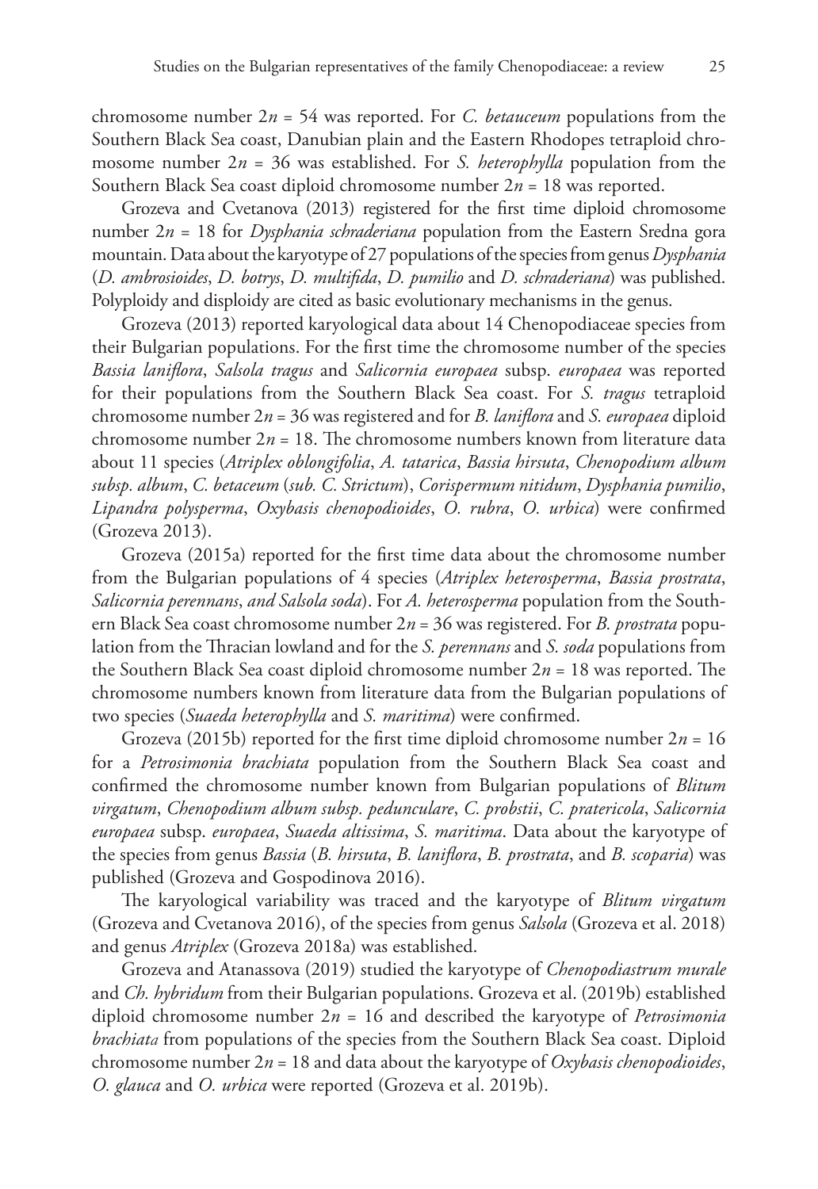chromosome number $2n = 54$ was reported. For *C. betauceum* populations from the Southern Black Sea coast, Danubian plain and the Eastern Rhodopes tetraploid chromosome number $2n = 36$ was established. For *S. heterophylla* population from the Southern Black Sea coast diploid chromosome number $2n = 18$ was reported.

Grozeva and Cvetanova (2013) registered for the first time diploid chromosome number $2n = 18$ for *Dysphania schraderiana* population from the Eastern Sredna gora mountain. Data about the karyotype of 27 populations of the species from genus *Dysphania* (*D. ambrosioides*, *D. botrys*, *D. multifida*, *D. pumilio* and *D. schraderiana*) was published. Polyploidy and disploidy are cited as basic evolutionary mechanisms in the genus.

Grozeva (2013) reported karyological data about 14 Chenopodiaceae species from their Bulgarian populations. For the first time the chromosome number of the species *Bassia laniflora*, *Salsola tragus* and *Salicornia europaea* subsp. *europaea* was reported for their populations from the Southern Black Sea coast. For *S. tragus* tetraploid chromosome number $2n = 36$ was registered and for *B. laniflora* and *S. europaea* diploid chromosome number $2n = 18$. The chromosome numbers known from literature data about 11 species (*Atriplex oblongifolia*, *A. tatarica*, *Bassia hirsuta*, *Chenopodium album subsp. album*, *C. betaceum* (*sub. C. Strictum*), *Corispermum nitidum*, *Dysphania pumilio*, *Lipandra polysperma*, *Oxybasis chenopodioides*, *O. rubra*, *O. urbica*) were confirmed (Grozeva 2013).

Grozeva (2015a) reported for the first time data about the chromosome number from the Bulgarian populations of 4 species (*Atriplex heterosperma*, *Bassia prostrata*, *Salicornia perennans*, *and Salsola soda*). For *A. heterosperma* population from the Southern Black Sea coast chromosome number $2n = 36$ was registered. For *B. prostrata* population from the Thracian lowland and for the *S. perennans* and *S. soda* populations from the Southern Black Sea coast diploid chromosome number $2n = 18$ was reported. The chromosome numbers known from literature data from the Bulgarian populations of two species (*Suaeda heterophylla* and *S. maritima*) were confirmed.

Grozeva (2015b) reported for the first time diploid chromosome number $2n = 16$ for a *Petrosimonia brachiata* population from the Southern Black Sea coast and confirmed the chromosome number known from Bulgarian populations of *Blitum virgatum*, *Chenopodium album subsp. pedunculare*, *C. probstii*, *C. pratericola*, *Salicornia europaea* subsp. *europaea*, *Suaeda altissima*, *S. maritima*. Data about the karyotype of the species from genus *Bassia* (*B. hirsuta*, *B. laniflora*, *B. prostrata*, and *B. scoparia*) was published (Grozeva and Gospodinova 2016).

The karyological variability was traced and the karyotype of *Blitum virgatum* (Grozeva and Cvetanova 2016), of the species from genus *Salsola* (Grozeva et al. 2018) and genus *Atriplex* (Grozeva 2018a) was established.

Grozeva and Atanassova (2019) studied the karyotype of *Chenopodiastrum murale* and *Ch. hybridum* from their Bulgarian populations. Grozeva et al. (2019b) established diploid chromosome number $2n = 16$ and described the karyotype of *Petrosimonia brachiata* from populations of the species from the Southern Black Sea coast. Diploid chromosome number $2n = 18$ and data about the karyotype of *Oxybasis chenopodioides*, *O. glauca* and *O. urbica* were reported (Grozeva et al. 2019b).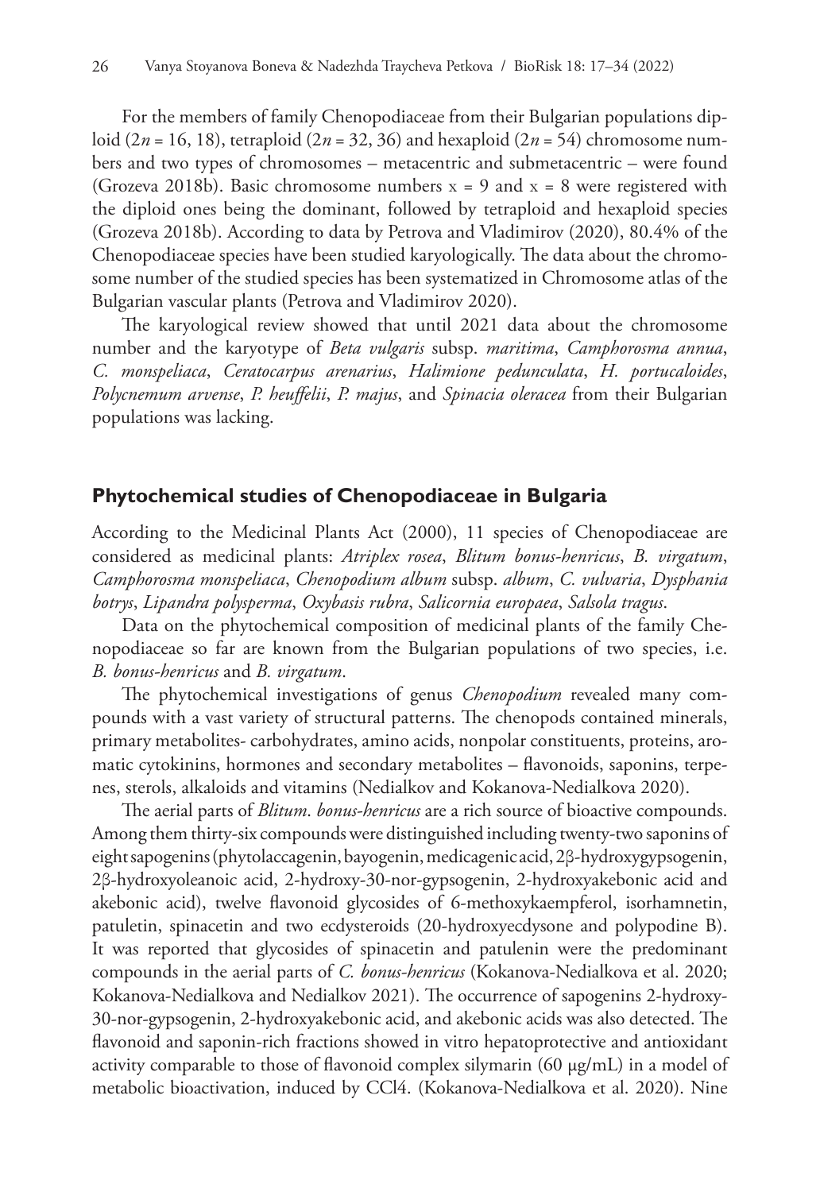For the members of family Chenopodiaceae from their Bulgarian populations diploid ($2n = 16, 18$), tetraploid ($2n = 32, 36$) and hexaploid ($2n = 54$) chromosome numbers and two types of chromosomes – metacentric and submetacentric – were found (Grozeva 2018b). Basic chromosome numbers $x = 9$ and $x = 8$ were registered with the diploid ones being the dominant, followed by tetraploid and hexaploid species (Grozeva 2018b). According to data by Petrova and Vladimirov (2020), 80.4% of the Chenopodiaceae species have been studied karyologically. The data about the chromosome number of the studied species has been systematized in Chromosome atlas of the Bulgarian vascular plants (Petrova and Vladimirov 2020).

The karyological review showed that until 2021 data about the chromosome number and the karyotype of *Beta vulgaris* subsp. *maritima*, *Camphorosma annua*, *C. monspeliaca*, *Ceratocarpus arenarius*, *Halimione pedunculata*, *H. portucaloides*, *Polycnemum arvense*, *P. heuffelii*, *P. majus*, and *Spinacia oleracea* from their Bulgarian populations was lacking.

## Phytochemical studies of Chenopodiaceae in Bulgaria

According to the Medicinal Plants Act (2000), 11 species of Chenopodiaceae are considered as medicinal plants: *Atriplex rosea*, *Blitum bonus-henricus*, *B. virgatum*, *Camphorosma monspeliaca*, *Chenopodium album* subsp. *album*, *C. vulvaria*, *Dysphania botrys*, *Lipandra polysperma*, *Oxybasis rubra*, *Salicornia europaea*, *Salsola tragus*.

Data on the phytochemical composition of medicinal plants of the family Chenopodiaceae so far are known from the Bulgarian populations of two species, i.e. *B. bonus-henricus* and *B. virgatum*.

The phytochemical investigations of genus *Chenopodium* revealed many compounds with a vast variety of structural patterns. The chenopods contained minerals, primary metabolites- carbohydrates, amino acids, nonpolar constituents, proteins, aromatic cytokinins, hormones and secondary metabolites – flavonoids, saponins, terpenes, sterols, alkaloids and vitamins (Nedialkov and Kokanova-Nedialkova 2020).

The aerial parts of *Blitum. bonus-henricus* are a rich source of bioactive compounds. Among them thirty-six compounds were distinguished including twenty-two saponins of eight sapogenins (phytolaccagenin, bayogenin, medicagenic acid, 2β-hydroxygypsogenin, 2β-hydroxyoleanoic acid, 2-hydroxy-30-nor-gypsogenin, 2-hydroxyakebonic acid and akebonic acid), twelve flavonoid glycosides of 6-methoxykaempferol, isorhamnetin, patuletin, spinacetin and two ecdysteroids (20-hydroxyecdysone and polypodine B). It was reported that glycosides of spinacetin and patulenin were the predominant compounds in the aerial parts of *C. bonus-henricus* (Kokanova-Nedialkova et al. 2020; Kokanova-Nedialkova and Nedialkov 2021). The occurrence of sapogenins 2-hydroxy-30-nor-gypsogenin, 2-hydroxyakebonic acid, and akebonic acids was also detected. The flavonoid and saponin-rich fractions showed in vitro hepatoprotective and antioxidant activity comparable to those of flavonoid complex silymarin (60 μg/mL) in a model of metabolic bioactivation, induced by $CCl_4$. (Kokanova-Nedialkova et al. 2020). Nine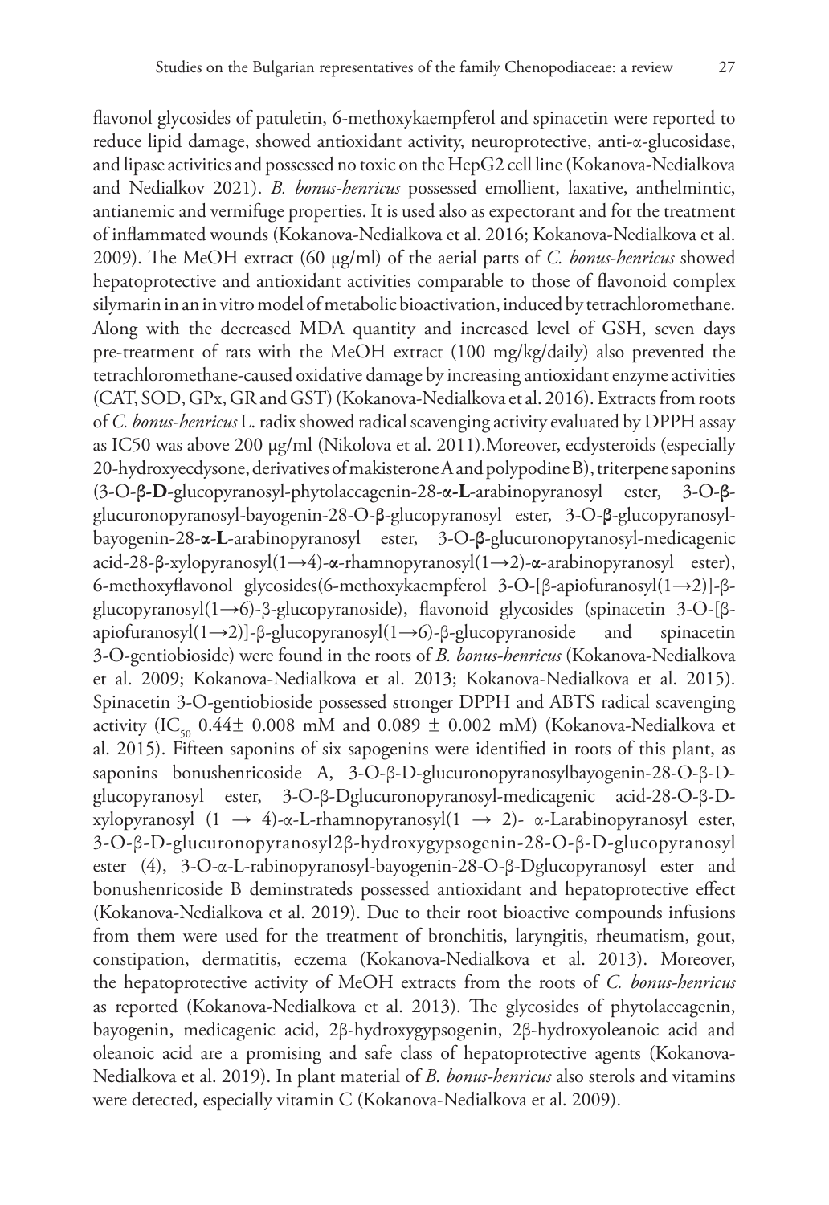flavonol glycosides of patuletin, 6-methoxykaempferol and spinacetin were reported to reduce lipid damage, showed antioxidant activity, neuroprotective, anti-α-glucosidase, and lipase activities and possessed no toxic on the HepG2 cell line (Kokanova-Nedialkova and Nedialkov 2021). *B. bonus-henricus* possessed emollient, laxative, anthelmintic, antianemic and vermifuge properties. It is used also as expectorant and for the treatment of inflammated wounds (Kokanova-Nedialkova et al. 2016; Kokanova-Nedialkova et al. 2009). The MeOH extract (60 µg/ml) of the aerial parts of *C. bonus-henricus* showed hepatoprotective and antioxidant activities comparable to those of flavonoid complex silymarin in an in vitro model of metabolic bioactivation, induced by tetrachloromethane. Along with the decreased MDA quantity and increased level of GSH, seven days pre-treatment of rats with the MeOH extract (100 mg/kg/daily) also prevented the tetrachloromethane-caused oxidative damage by increasing antioxidant enzyme activities (CAT, SOD, GPx, GR and GST) (Kokanova-Nedialkova et al. 2016). Extracts from roots of *C. bonus-henricus* L. radix showed radical scavenging activity evaluated by DPPH assay as IC50 was above 200 µg/ml (Nikolova et al. 2011).Moreover, ecdysteroids (especially 20-hydroxyecdysone, derivatives of makisterone A and polypodine B), triterpene saponins (3-O-**β**-**D**-glucopyranosyl-phytolaccagenin-28-**α**-**L**-arabinopyranosyl ester, 3-O-**β**-glucuronopyranosyl-bayogenin-28-O-**β**-glucopyranosyl ester, 3-O-**β**-glucopyranosyl-bayogenin-28-**α**-**L**-arabinopyranosyl ester, 3-O-**β**-glucuronopyranosyl-medicagenic acid-28-**β**-xylopyranosyl(1→4)-**α**-rhamnopyranosyl(1→2)-**α**-arabinopyranosyl ester), 6-methoxyflavonol glycosides(6-methoxykaempferol 3-O-[β-apiofuranosyl(1→2)]-β-glucopyranosyl(1→6)-β-glucopyranoside), flavonoid glycosides (spinacetin 3-O-[β-apiofuranosyl(1→2)]-β-glucopyranosyl(1→6)-β-glucopyranoside and spinacetin 3-O-gentiobioside) were found in the roots of *B. bonus-henricus* (Kokanova-Nedialkova et al. 2009; Kokanova-Nedialkova et al. 2013; Kokanova-Nedialkova et al. 2015). Spinacetin 3-O-gentiobioside possessed stronger DPPH and ABTS radical scavenging activity ($IC_{50}$ 0.44± 0.008 mM and 0.089 ± 0.002 mM) (Kokanova-Nedialkova et al. 2015). Fifteen saponins of six sapogenins were identified in roots of this plant, as saponins bonushenricoside A, 3-O-β-D-glucuronopyranosylbayogenin-28-O-β-D-glucopyranosyl ester, 3-O-β-Dglucuronopyranosyl-medicagenic acid-28-O-β-D-xylopyranosyl (1 → 4)-α-L-rhamnopyranosyl(1 → 2)- α-Larabinopyranosyl ester, 3-O-β-D-glucuronopyranosyl2β-hydroxygypsogenin-28-O-β-D-glucopyranosyl ester (4), 3-O-α-L-rabinopyranosyl-bayogenin-28-O-β-Dglucopyranosyl ester and bonushenricoside B deminstrateds possessed antioxidant and hepatoprotective effect (Kokanova-Nedialkova et al. 2019). Due to their root bioactive compounds infusions from them were used for the treatment of bronchitis, laryngitis, rheumatism, gout, constipation, dermatitis, eczema (Kokanova-Nedialkova et al. 2013). Moreover, the hepatoprotective activity of MeOH extracts from the roots of *C. bonus-henricus* as reported (Kokanova-Nedialkova et al. 2013). The glycosides of phytolaccagenin, bayogenin, medicagenic acid, 2β-hydroxygypsogenin, 2β-hydroxyoleanoic acid and oleanoic acid are a promising and safe class of hepatoprotective agents (Kokanova-Nedialkova et al. 2019). In plant material of *B. bonus-henricus* also sterols and vitamins were detected, especially vitamin C (Kokanova-Nedialkova et al. 2009).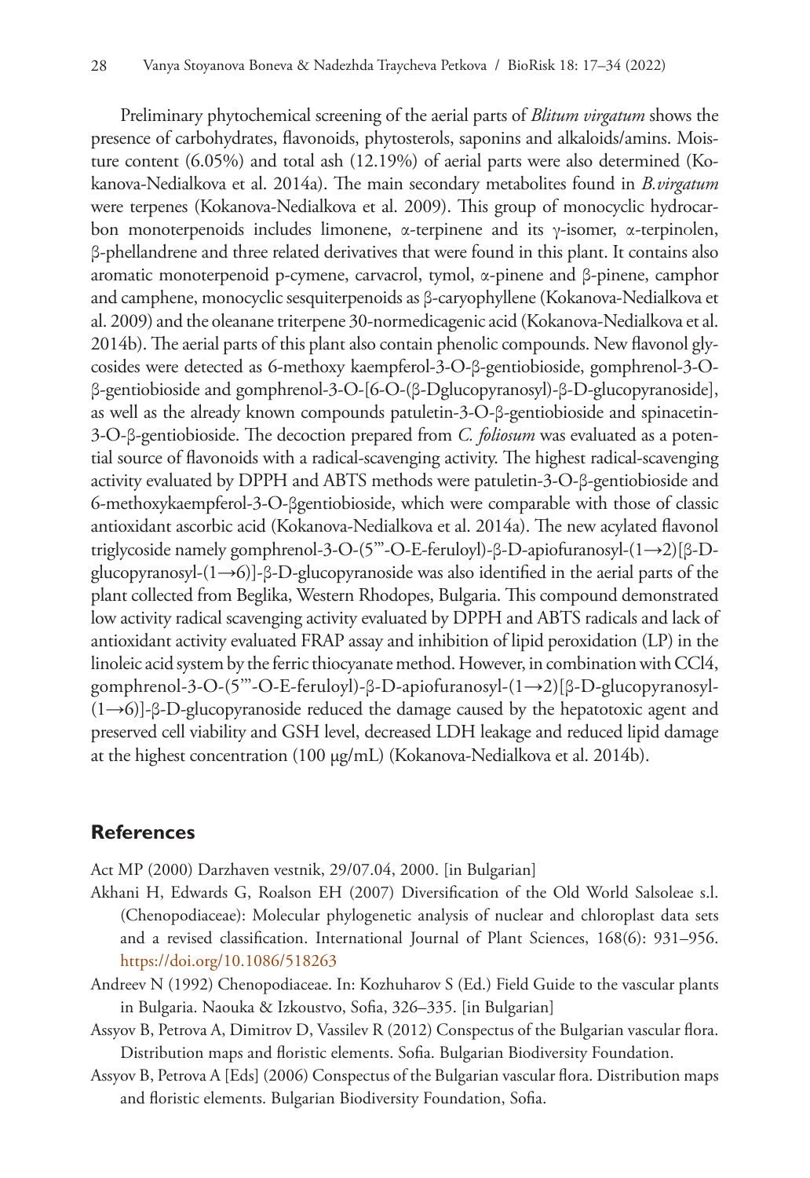Preliminary phytochemical screening of the aerial parts of *Blitum virgatum* shows the presence of carbohydrates, flavonoids, phytosterols, saponins and alkaloids/amins. Moisture content (6.05%) and total ash (12.19%) of aerial parts were also determined (Kokanova-Nedialkova et al. 2014a). The main secondary metabolites found in *B.virgatum* were terpenes (Kokanova-Nedialkova et al. 2009). This group of monocyclic hydrocarbon monoterpenoids includes limonene, α-terpinene and its γ-isomer, α-terpinolen, β-phellandrene and three related derivatives that were found in this plant. It contains also aromatic monoterpenoid p-cymene, carvacrol, tymol, α-pinene and β-pinene, camphor and camphene, monocyclic sesquiterpenoids as β-caryophyllene (Kokanova-Nedialkova et al. 2009) and the oleanane triterpene 30-normedicagenic acid (Kokanova-Nedialkova et al. 2014b). The aerial parts of this plant also contain phenolic compounds. New flavonol glycosides were detected as 6-methoxy kaempferol-3-O-β-gentiobioside, gomphrenol-3-O-β-gentiobioside and gomphrenol-3-O-[6-O-(β-Dglucopyranosyl)-β-D-glucopyranoside], as well as the already known compounds patuletin-3-O-β-gentiobioside and spinacetin-3-O-β-gentiobioside. The decoction prepared from *C. foliosum* was evaluated as a potential source of flavonoids with a radical-scavenging activity. The highest radical-scavenging activity evaluated by DPPH and ABTS methods were patuletin-3-O-β-gentiobioside and 6-methoxykaempferol-3-O-βgentiobioside, which were comparable with those of classic antioxidant ascorbic acid (Kokanova-Nedialkova et al. 2014a). The new acylated flavonol triglycoside namely gomphrenol-3-O-(5'''-O-E-feruloyl)-β-D-apiofuranosyl-(1→2)[β-D-glucopyranosyl-(1→6)]-β-D-glucopyranoside was also identified in the aerial parts of the plant collected from Beglika, Western Rhodopes, Bulgaria. This compound demonstrated low activity radical scavenging activity evaluated by DPPH and ABTS radicals and lack of antioxidant activity evaluated FRAP assay and inhibition of lipid peroxidation (LP) in the linoleic acid system by the ferric thiocyanate method. However, in combination with $CCl_4$, gomphrenol-3-O-(5'''-O-E-feruloyl)-β-D-apiofuranosyl-(1→2)[β-D-glucopyranosyl-(1→6)]-β-D-glucopyranoside reduced the damage caused by the hepatotoxic agent and preserved cell viability and GSH level, decreased LDH leakage and reduced lipid damage at the highest concentration (100 μg/mL) (Kokanova-Nedialkova et al. 2014b).

## References

Act MP (2000) Darzhaven vestnik, 29/07.04, 2000. [in Bulgarian]

Akhani H, Edwards G, Roalson EH (2007) Diversification of the Old World Salsoleae s.l. (Chenopodiaceae): Molecular phylogenetic analysis of nuclear and chloroplast data sets and a revised classification. International Journal of Plant Sciences, 168(6): 931–956. https://doi.org/10.1086/518263

Andreev N (1992) Chenopodiaceae. In: Kozhuharov S (Ed.) Field Guide to the vascular plants in Bulgaria. Naouka & Izkoustvo, Sofia, 326–335. [in Bulgarian]

Assyov B, Petrova A, Dimitrov D, Vassilev R (2012) Conspectus of the Bulgarian vascular flora. Distribution maps and floristic elements. Sofia. Bulgarian Biodiversity Foundation.

Assyov B, Petrova A [Eds] (2006) Conspectus of the Bulgarian vascular flora. Distribution maps and floristic elements. Bulgarian Biodiversity Foundation, Sofia.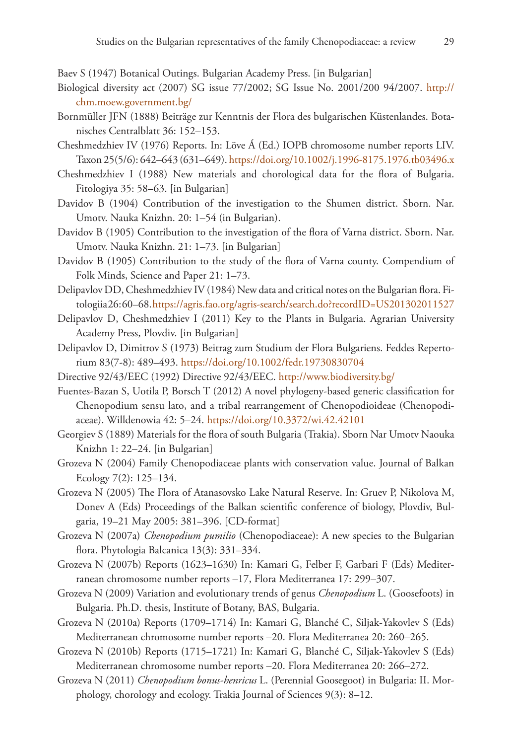Baev S (1947) Botanical Outings. Bulgarian Academy Press. [in Bulgarian]

Biological diversity act (2007) SG issue 77/2002; SG Issue No. 2001/200 94/2007. http://chm.moew.government.bg/

Bornmüller JFN (1888) Beiträge zur Kenntnis der Flora des bulgarischen Küstenlandes. Botanisches Centralblatt 36: 152–153.

Cheshmedzhiev IV (1976) Reports. In: Löve Á (Ed.) IOPB chromosome number reports LIV. Taxon 25(5/6): 642–643 (631–649). https://doi.org/10.1002/j.1996-8175.1976.tb03496.x

Cheshmedzhiev I (1988) New materials and chorological data for the flora of Bulgaria. Fitologiya 35: 58–63. [in Bulgarian]

Davidov B (1904) Contribution of the investigation to the Shumen district. Sborn. Nar. Umotv. Nauka Knizhn. 20: 1–54 (in Bulgarian).

Davidov B (1905) Contribution to the investigation of the flora of Varna district. Sborn. Nar. Umotv. Nauka Knizhn. 21: 1–73. [in Bulgarian]

Davidov B (1905) Contribution to the study of the flora of Varna county. Compendium of Folk Minds, Science and Paper 21: 1–73.

Delipavlov DD, Cheshmedzhiev IV (1984) New data and critical notes on the Bulgarian flora. Fitologiia 26: 60–68. https://agris.fao.org/agris-search/search.do?recordID=US201302011527

Delipavlov D, Cheshmedzhiev I (2011) Key to the Plants in Bulgaria. Agrarian University Academy Press, Plovdiv. [in Bulgarian]

Delipavlov D, Dimitrov S (1973) Beitrag zum Studium der Flora Bulgariens. Feddes Repertorium 83(7-8): 489–493. https://doi.org/10.1002/fedr.19730830704

Directive 92/43/EEC (1992) Directive 92/43/EEC. http://www.biodiversity.bg/

Fuentes-Bazan S, Uotila P, Borsch T (2012) A novel phylogeny-based generic classification for Chenopodium sensu lato, and a tribal rearrangement of Chenopodioideae (Chenopodiaceae). Willdenowia 42: 5–24. https://doi.org/10.3372/wi.42.42101

Georgiev S (1889) Materials for the flora of south Bulgaria (Trakia). Sborn Nar Umotv Naouka Knizhn 1: 22–24. [in Bulgarian]

Grozeva N (2004) Family Chenopodiaceae plants with conservation value. Journal of Balkan Ecology 7(2): 125–134.

Grozeva N (2005) The Flora of Atanasovsko Lake Natural Reserve. In: Gruev P, Nikolova M, Donev A (Eds) Proceedings of the Balkan scientific conference of biology, Plovdiv, Bulgaria, 19–21 May 2005: 381–396. [CD-format]

Grozeva N (2007a) *Chenopodium pumilio* (Chenopodiaceae): A new species to the Bulgarian flora. Phytologia Balcanica 13(3): 331–334.

Grozeva N (2007b) Reports (1623–1630) In: Kamari G, Felber F, Garbari F (Eds) Mediterranean chromosome number reports –17, Flora Mediterranea 17: 299–307.

Grozeva N (2009) Variation and evolutionary trends of genus *Chenopodium* L. (Goosefoots) in Bulgaria. Ph.D. thesis, Institute of Botany, BAS, Bulgaria.

Grozeva N (2010a) Reports (1709–1714) In: Kamari G, Blanché C, Siljak-Yakovlev S (Eds) Mediterranean chromosome number reports –20. Flora Mediterranea 20: 260–265.

Grozeva N (2010b) Reports (1715–1721) In: Kamari G, Blanché C, Siljak-Yakovlev S (Eds) Mediterranean chromosome number reports –20. Flora Mediterranea 20: 266–272.

Grozeva N (2011) *Chenopodium bonus-henricus* L. (Perennial Goosegoot) in Bulgaria: II. Morphology, chorology and ecology. Trakia Journal of Sciences 9(3): 8–12.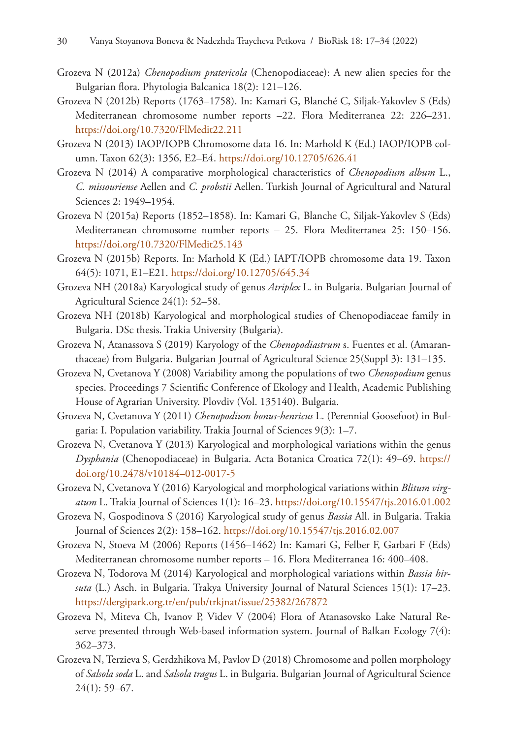Grozeva N (2012a) *Chenopodium pratericola* (Chenopodiaceae): A new alien species for the Bulgarian flora. Phytologia Balcanica 18(2): 121–126.

Grozeva N (2012b) Reports (1763–1758). In: Kamari G, Blanché C, Siljak-Yakovlev S (Eds) Mediterranean chromosome number reports –22. Flora Mediterranea 22: 226–231. https://doi.org/10.7320/FlMedit22.211

Grozeva N (2013) IAOP/IOPB Chromosome data 16. In: Marhold K (Ed.) IAOP/IOPB column. Taxon 62(3): 1356, E2–E4. https://doi.org/10.12705/626.41

Grozeva N (2014) A comparative morphological characteristics of *Chenopodium album* L., *C. missouriense* Aellen and *C. probstii* Aellen. Turkish Journal of Agricultural and Natural Sciences 2: 1949–1954.

Grozeva N (2015a) Reports (1852–1858). In: Kamari G, Blanche C, Siljak-Yakovlev S (Eds) Mediterranean chromosome number reports – 25. Flora Mediterranea 25: 150–156. https://doi.org/10.7320/FlMedit25.143

Grozeva N (2015b) Reports. In: Marhold K (Ed.) IAPT/IOPB chromosome data 19. Taxon 64(5): 1071, E1–E21. https://doi.org/10.12705/645.34

Grozeva NH (2018a) Karyological study of genus *Atriplex* L. in Bulgaria. Bulgarian Journal of Agricultural Science 24(1): 52–58.

Grozeva NH (2018b) Karyological and morphological studies of Chenopodiaceae family in Bulgaria. DSc thesis. Trakia University (Bulgaria).

Grozeva N, Atanassova S (2019) Karyology of the *Chenopodiastrum* s. Fuentes et al. (Amaranthaceae) from Bulgaria. Bulgarian Journal of Agricultural Science 25(Suppl 3): 131–135.

Grozeva N, Cvetanova Y (2008) Variability among the populations of two *Chenopodium* genus species. Proceedings 7 Scientific Conference of Ekology and Health, Academic Publishing House of Agrarian University. Plovdiv (Vol. 135140). Bulgaria.

Grozeva N, Cvetanova Y (2011) *Chenopodium bonus-henricus* L. (Perennial Goosefoot) in Bulgaria: I. Population variability. Trakia Journal of Sciences 9(3): 1–7.

Grozeva N, Cvetanova Y (2013) Karyological and morphological variations within the genus *Dysphania* (Chenopodiaceae) in Bulgaria. Acta Botanica Croatica 72(1): 49–69. https://doi.org/10.2478/v10184–012-0017-5

Grozeva N, Cvetanova Y (2016) Karyological and morphological variations within *Blitum virgatum* L. Trakia Journal of Sciences 1(1): 16–23. https://doi.org/10.15547/tjs.2016.01.002

Grozeva N, Gospodinova S (2016) Karyological study of genus *Bassia* All. in Bulgaria. Trakia Journal of Sciences 2(2): 158–162. https://doi.org/10.15547/tjs.2016.02.007

Grozeva N, Stoeva M (2006) Reports (1456–1462) In: Kamari G, Felber F, Garbari F (Eds) Mediterranean chromosome number reports – 16. Flora Mediterranea 16: 400–408.

Grozeva N, Todorova M (2014) Karyological and morphological variations within *Bassia hirsuta* (L.) Asch. in Bulgaria. Trakya University Journal of Natural Sciences 15(1): 17–23. https://dergipark.org.tr/en/pub/trkjnat/issue/25382/267872

Grozeva N, Miteva Ch, Ivanov P, Videv V (2004) Flora of Atanasovsko Lake Natural Reserve presented through Web-based information system. Journal of Balkan Ecology 7(4): 362–373.

Grozeva N, Terzieva S, Gerdzhikova M, Pavlov D (2018) Chromosome and pollen morphology of *Salsola soda* L. and *Salsola tragus* L. in Bulgaria. Bulgarian Journal of Agricultural Science 24(1): 59–67.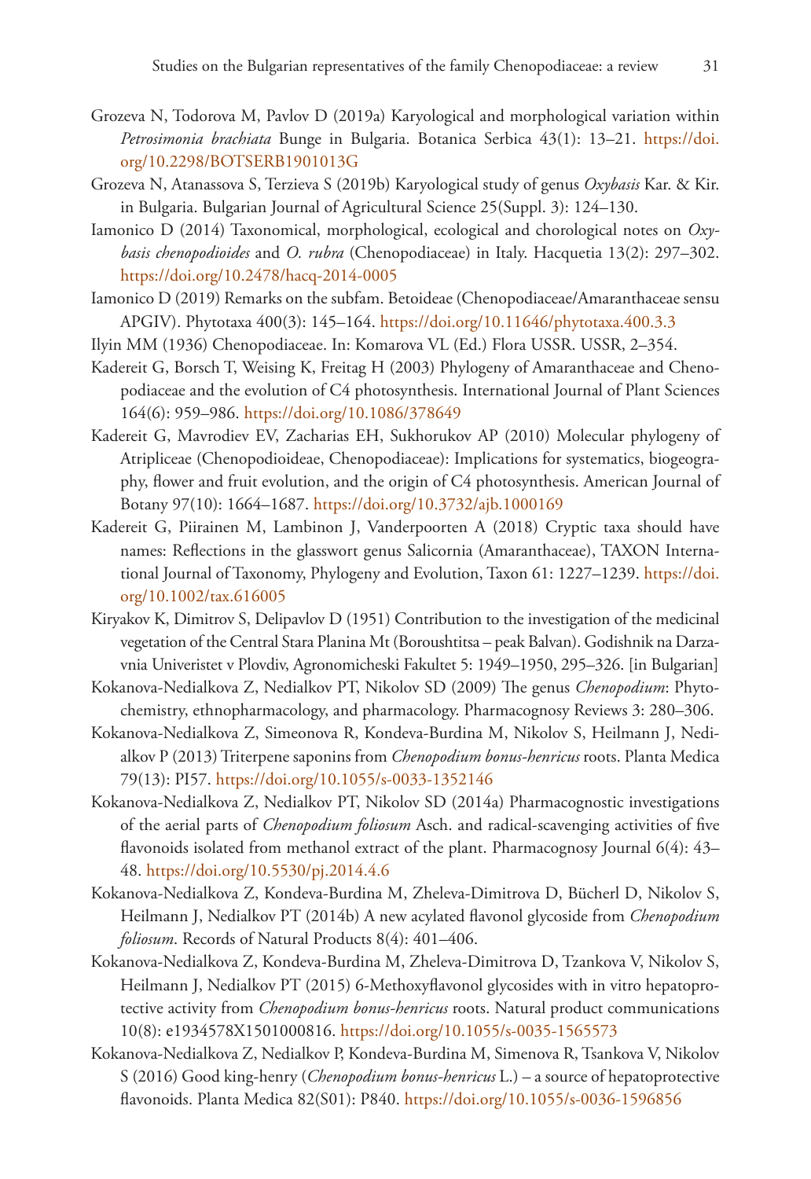Grozeva N, Todorova M, Pavlov D (2019a) Karyological and morphological variation within *Petrosimonia brachiata* Bunge in Bulgaria. Botanica Serbica 43(1): 13–21. https://doi.org/10.2298/BOTSERB1901013G

Grozeva N, Atanassova S, Terzieva S (2019b) Karyological study of genus *Oxybasis* Kar. & Kir. in Bulgaria. Bulgarian Journal of Agricultural Science 25(Suppl. 3): 124–130.

Iamonico D (2014) Taxonomical, morphological, ecological and chorological notes on *Oxybasis chenopodioides* and *O. rubra* (Chenopodiaceae) in Italy. Hacquetia 13(2): 297–302. https://doi.org/10.2478/hacq-2014-0005

Iamonico D (2019) Remarks on the subfam. Betoideae (Chenopodiaceae/Amaranthaceae sensu APGIV). Phytotaxa 400(3): 145–164. https://doi.org/10.11646/phytotaxa.400.3.3

Ilyin MM (1936) Chenopodiaceae. In: Komarova VL (Ed.) Flora USSR. USSR, 2–354.

Kadereit G, Borsch T, Weising K, Freitag H (2003) Phylogeny of Amaranthaceae and Chenopodiaceae and the evolution of C4 photosynthesis. International Journal of Plant Sciences 164(6): 959–986. https://doi.org/10.1086/378649

Kadereit G, Mavrodiev EV, Zacharias EH, Sukhorukov AP (2010) Molecular phylogeny of Atripliceae (Chenopodioideae, Chenopodiaceae): Implications for systematics, biogeography, flower and fruit evolution, and the origin of C4 photosynthesis. American Journal of Botany 97(10): 1664–1687. https://doi.org/10.3732/ajb.1000169

Kadereit G, Piirainen M, Lambinon J, Vanderpoorten A (2018) Cryptic taxa should have names: Reflections in the glasswort genus Salicornia (Amaranthaceae), TAXON International Journal of Taxonomy, Phylogeny and Evolution, Taxon 61: 1227–1239. https://doi.org/10.1002/tax.616005

Kiryakov K, Dimitrov S, Delipavlov D (1951) Contribution to the investigation of the medicinal vegetation of the Central Stara Planina Mt (Boroushtitsa – peak Balvan). Godishnik na Darzavnia Univeristet v Plovdiv, Agronomicheski Fakultet 5: 1949–1950, 295–326. [in Bulgarian]

Kokanova-Nedialkova Z, Nedialkov PT, Nikolov SD (2009) The genus *Chenopodium*: Phytochemistry, ethnopharmacology, and pharmacology. Pharmacognosy Reviews 3: 280–306.

Kokanova-Nedialkova Z, Simeonova R, Kondeva-Burdina M, Nikolov S, Heilmann J, Nedialkov P (2013) Triterpene saponins from *Chenopodium bonus-henricus* roots. Planta Medica 79(13): PI57. https://doi.org/10.1055/s-0033-1352146

Kokanova-Nedialkova Z, Nedialkov PT, Nikolov SD (2014a) Pharmacognostic investigations of the aerial parts of *Chenopodium foliosum* Asch. and radical-scavenging activities of five flavonoids isolated from methanol extract of the plant. Pharmacognosy Journal 6(4): 43–48. https://doi.org/10.5530/pj.2014.4.6

Kokanova-Nedialkova Z, Kondeva-Burdina M, Zheleva-Dimitrova D, Bücherl D, Nikolov S, Heilmann J, Nedialkov PT (2014b) A new acylated flavonol glycoside from *Chenopodium foliosum*. Records of Natural Products 8(4): 401–406.

Kokanova-Nedialkova Z, Kondeva-Burdina M, Zheleva-Dimitrova D, Tzankova V, Nikolov S, Heilmann J, Nedialkov PT (2015) 6-Methoxyflavonol glycosides with in vitro hepatoprotective activity from *Chenopodium bonus-henricus* roots. Natural product communications 10(8): e1934578X1501000816. https://doi.org/10.1055/s-0035-1565573

Kokanova-Nedialkova Z, Nedialkov P, Kondeva-Burdina M, Simenova R, Tsankova V, Nikolov S (2016) Good king-henry (*Chenopodium bonus-henricus* L.) – a source of hepatoprotective flavonoids. Planta Medica 82(S01): P840. https://doi.org/10.1055/s-0036-1596856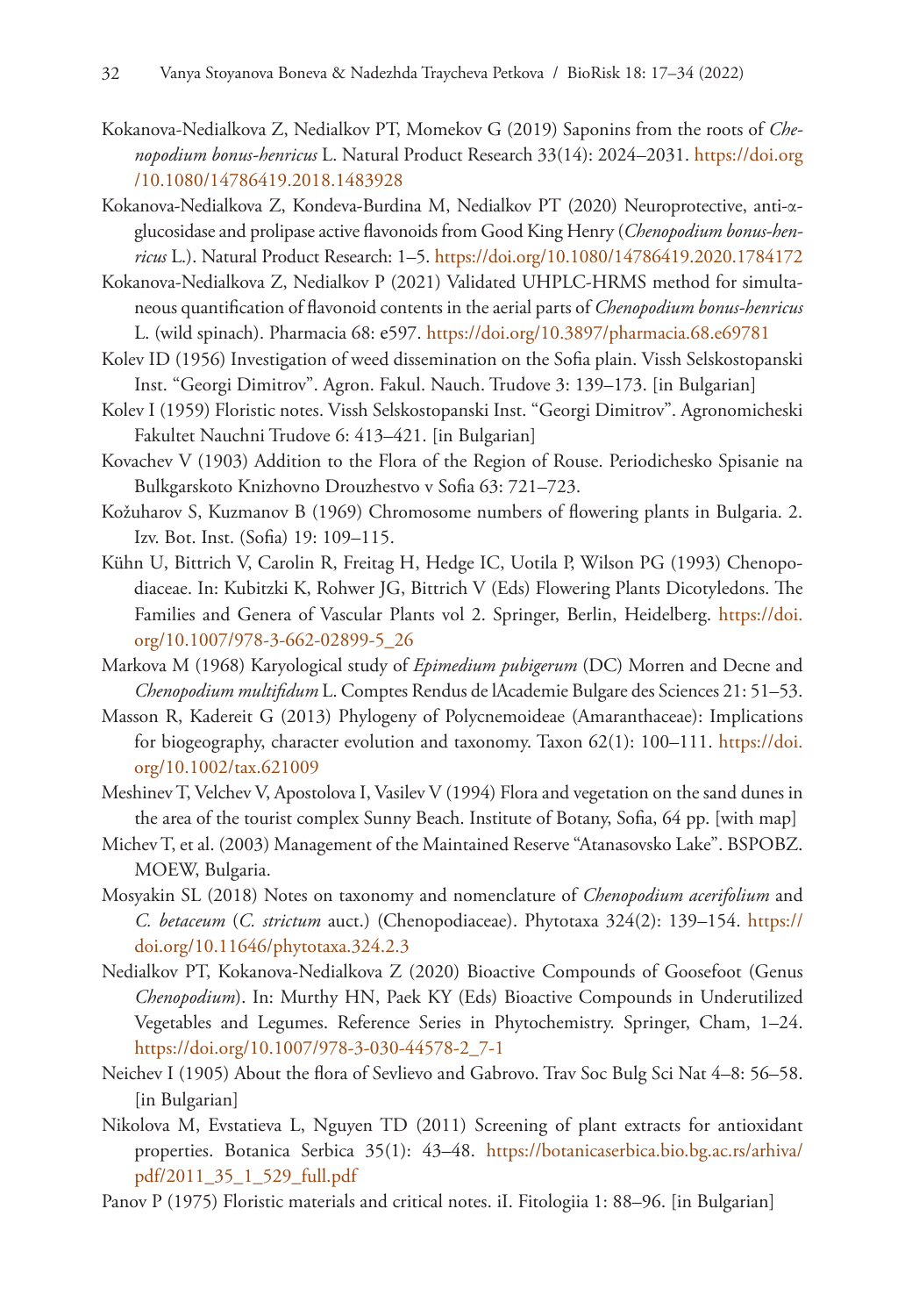Kokanova-Nedialkova Z, Nedialkov PT, Momekov G (2019) Saponins from the roots of *Chenopodium bonus-henricus* L. Natural Product Research 33(14): 2024–2031. https://doi.org/10.1080/14786419.2018.1483928

Kokanova-Nedialkova Z, Kondeva-Burdina M, Nedialkov PT (2020) Neuroprotective, anti-α-glucosidase and prolipase active flavonoids from Good King Henry (*Chenopodium bonus-henricus* L.). Natural Product Research: 1–5. https://doi.org/10.1080/14786419.2020.1784172

Kokanova-Nedialkova Z, Nedialkov P (2021) Validated UHPLC-HRMS method for simultaneous quantification of flavonoid contents in the aerial parts of *Chenopodium bonus-henricus* L. (wild spinach). Pharmacia 68: e597. https://doi.org/10.3897/pharmacia.68.e69781

Kolev ID (1956) Investigation of weed dissemination on the Sofia plain. Vissh Selskostopanski Inst. "Georgi Dimitrov". Agron. Fakul. Nauch. Trudove 3: 139–173. [in Bulgarian]

Kolev I (1959) Floristic notes. Vissh Selskostopanski Inst. "Georgi Dimitrov". Agronomicheski Fakultet Nauchni Trudove 6: 413–421. [in Bulgarian]

Kovachev V (1903) Addition to the Flora of the Region of Rouse. Periodichesko Spisanie na Bulkgarskoto Knizhovno Drouzhestvo v Sofia 63: 721–723.

Kožuharov S, Kuzmanov B (1969) Chromosome numbers of flowering plants in Bulgaria. 2. Izv. Bot. Inst. (Sofia) 19: 109–115.

Kühn U, Bittrich V, Carolin R, Freitag H, Hedge IC, Uotila P, Wilson PG (1993) Chenopodiaceae. In: Kubitzki K, Rohwer JG, Bittrich V (Eds) Flowering Plants Dicotyledons. The Families and Genera of Vascular Plants vol 2. Springer, Berlin, Heidelberg. https://doi.org/10.1007/978-3-662-02899-5_26

Markova M (1968) Karyological study of *Epimedium pubigerum* (DC) Morren and Decne and *Chenopodium multifidum* L. Comptes Rendus de lAcademie Bulgare des Sciences 21: 51–53.

Masson R, Kadereit G (2013) Phylogeny of Polycnemoideae (Amaranthaceae): Implications for biogeography, character evolution and taxonomy. Taxon 62(1): 100–111. https://doi.org/10.1002/tax.621009

Meshinev T, Velchev V, Apostolova I, Vasilev V (1994) Flora and vegetation on the sand dunes in the area of the tourist complex Sunny Beach. Institute of Botany, Sofia, 64 pp. [with map]

Michev T, et al. (2003) Management of the Maintained Reserve "Atanasovsko Lake". BSPOBZ. MOEW, Bulgaria.

Mosyakin SL (2018) Notes on taxonomy and nomenclature of *Chenopodium acerifolium* and *C. betaceum* (*C. strictum* auct.) (Chenopodiaceae). Phytotaxa 324(2): 139–154. https://doi.org/10.11646/phytotaxa.324.2.3

Nedialkov PT, Kokanova-Nedialkova Z (2020) Bioactive Compounds of Goosefoot (Genus *Chenopodium*). In: Murthy HN, Paek KY (Eds) Bioactive Compounds in Underutilized Vegetables and Legumes. Reference Series in Phytochemistry. Springer, Cham, 1–24. https://doi.org/10.1007/978-3-030-44578-2_7-1

Neichev I (1905) About the flora of Sevlievo and Gabrovo. Trav Soc Bulg Sci Nat 4–8: 56–58. [in Bulgarian]

Nikolova M, Evstatieva L, Nguyen TD (2011) Screening of plant extracts for antioxidant properties. Botanica Serbica 35(1): 43–48. https://botanicaserbica.bio.bg.ac.rs/arhiva/pdf/2011_35_1_529_full.pdf

Panov P (1975) Floristic materials and critical notes. iI. Fitologiia 1: 88–96. [in Bulgarian]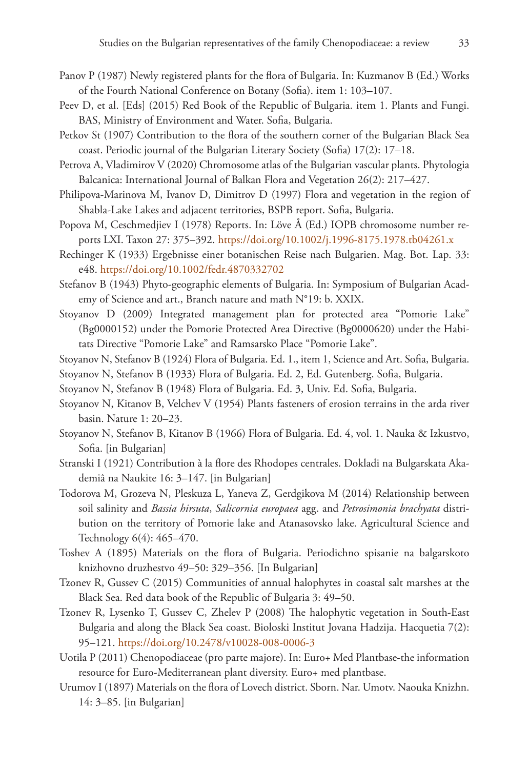Panov P (1987) Newly registered plants for the flora of Bulgaria. In: Kuzmanov B (Ed.) Works of the Fourth National Conference on Botany (Sofia). item 1: 103–107.

Peev D, et al. [Eds] (2015) Red Book of the Republic of Bulgaria. item 1. Plants and Fungi. BAS, Ministry of Environment and Water. Sofia, Bulgaria.

Petkov St (1907) Contribution to the flora of the southern corner of the Bulgarian Black Sea coast. Periodic journal of the Bulgarian Literary Society (Sofia) 17(2): 17–18.

Petrova A, Vladimirov V (2020) Chromosome atlas of the Bulgarian vascular plants. Phytologia Balcanica: International Journal of Balkan Flora and Vegetation 26(2): 217–427.

Philipova-Marinova M, Ivanov D, Dimitrov D (1997) Flora and vegetation in the region of Shabla-Lake Lakes and adjacent territories, BSPB report. Sofia, Bulgaria.

Popova M, Ceschmedjiev I (1978) Reports. In: Löve Å (Ed.) IOPB chromosome number reports LXI. Taxon 27: 375–392. https://doi.org/10.1002/j.1996-8175.1978.tb04261.x

Rechinger K (1933) Ergebnisse einer botanischen Reise nach Bulgarien. Mag. Bot. Lap. 33: e48. https://doi.org/10.1002/fedr.4870332702

Stefanov B (1943) Phyto-geographic elements of Bulgaria. In: Symposium of Bulgarian Academy of Science and art., Branch nature and math N°19: b. XXIX.

Stoyanov D (2009) Integrated management plan for protected area "Pomorie Lake" (Bg0000152) under the Pomorie Protected Area Directive (Bg0000620) under the Habitats Directive "Pomorie Lake" and Ramsarsko Place "Pomorie Lake".

Stoyanov N, Stefanov B (1924) Flora of Bulgaria. Ed. 1., item 1, Science and Art. Sofia, Bulgaria.

Stoyanov N, Stefanov B (1933) Flora of Bulgaria. Ed. 2, Ed. Gutenberg. Sofia, Bulgaria.

Stoyanov N, Stefanov B (1948) Flora of Bulgaria. Ed. 3, Univ. Ed. Sofia, Bulgaria.

Stoyanov N, Kitanov B, Velchev V (1954) Plants fasteners of erosion terrains in the arda river basin. Nature 1: 20–23.

Stoyanov N, Stefanov B, Kitanov B (1966) Flora of Bulgaria. Ed. 4, vol. 1. Nauka & Izkustvo, Sofia. [in Bulgarian]

Stranski I (1921) Contribution à la flore des Rhodopes centrales. Dokladi na Bulgarskata Akademiâ na Naukite 16: 3–147. [in Bulgarian]

Todorova M, Grozeva N, Pleskuza L, Yaneva Z, Gerdgikova M (2014) Relationship between soil salinity and *Bassia hirsuta*, *Salicornia europaea* agg. and *Petrosimonia brachyata* distribution on the territory of Pomorie lake and Atanasovsko lake. Agricultural Science and Technology 6(4): 465–470.

Toshev A (1895) Materials on the flora of Bulgaria. Periodichno spisanie na balgarskoto knizhovno druzhestvo 49–50: 329–356. [In Bulgarian]

Tzonev R, Gussev C (2015) Communities of annual halophytes in coastal salt marshes at the Black Sea. Red data book of the Republic of Bulgaria 3: 49–50.

Tzonev R, Lysenko T, Gussev C, Zhelev P (2008) The halophytic vegetation in South-East Bulgaria and along the Black Sea coast. Bioloski Institut Jovana Hadzija. Hacquetia 7(2): 95–121. https://doi.org/10.2478/v10028-008-0006-3

Uotila P (2011) Chenopodiaceae (pro parte majore). In: Euro+ Med Plantbase-the information resource for Euro-Mediterranean plant diversity. Euro+ med plantbase.

Urumov I (1897) Materials on the flora of Lovech district. Sborn. Nar. Umotv. Naouka Knizhn. 14: 3–85. [in Bulgarian]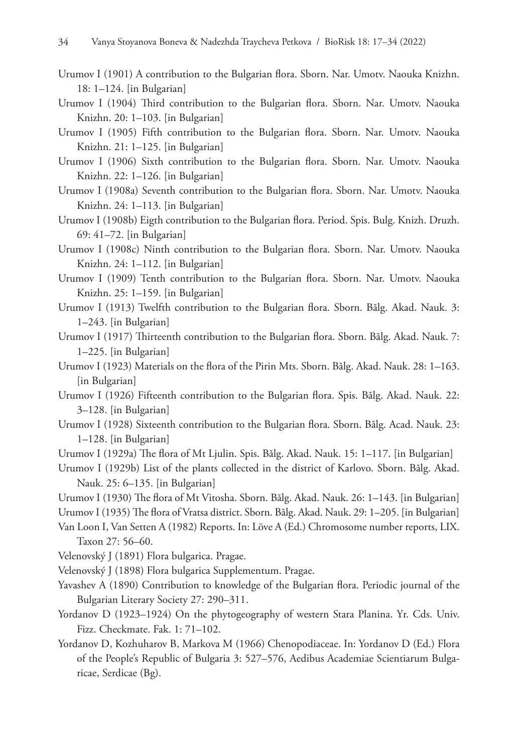Urumov I (1901) A contribution to the Bulgarian flora. Sborn. Nar. Umotv. Naouka Knizhn. 18: 1–124. [in Bulgarian]

Urumov I (1904) Third contribution to the Bulgarian flora. Sborn. Nar. Umotv. Naouka Knizhn. 20: 1–103. [in Bulgarian]

Urumov I (1905) Fifth contribution to the Bulgarian flora. Sborn. Nar. Umotv. Naouka Knizhn. 21: 1–125. [in Bulgarian]

Urumov I (1906) Sixth contribution to the Bulgarian flora. Sborn. Nar. Umotv. Naouka Knizhn. 22: 1–126. [in Bulgarian]

Urumov I (1908a) Seventh contribution to the Bulgarian flora. Sborn. Nar. Umotv. Naouka Knizhn. 24: 1–113. [in Bulgarian]

Urumov I (1908b) Eigth contribution to the Bulgarian flora. Period. Spis. Bulg. Knizh. Druzh. 69: 41–72. [in Bulgarian]

Urumov I (1908c) Ninth contribution to the Bulgarian flora. Sborn. Nar. Umotv. Naouka Knizhn. 24: 1–112. [in Bulgarian]

Urumov I (1909) Tenth contribution to the Bulgarian flora. Sborn. Nar. Umotv. Naouka Knizhn. 25: 1–159. [in Bulgarian]

Urumov I (1913) Twelfth contribution to the Bulgarian flora. Sborn. Bălg. Akad. Nauk. 3: 1–243. [in Bulgarian]

Urumov I (1917) Thirteenth contribution to the Bulgarian flora. Sborn. Bălg. Akad. Nauk. 7: 1–225. [in Bulgarian]

Urumov I (1923) Materials on the flora of the Pirin Mts. Sborn. Bălg. Akad. Nauk. 28: 1–163. [in Bulgarian]

Urumov I (1926) Fifteenth contribution to the Bulgarian flora. Spis. Bălg. Akad. Nauk. 22: 3–128. [in Bulgarian]

Urumov I (1928) Sixteenth contribution to the Bulgarian flora. Sborn. Bălg. Acad. Nauk. 23: 1–128. [in Bulgarian]

Urumov I (1929a) The flora of Mt Ljulin. Spis. Bălg. Akad. Nauk. 15: 1–117. [in Bulgarian]

Urumov I (1929b) List of the plants collected in the district of Karlovo. Sborn. Bălg. Akad. Nauk. 25: 6–135. [in Bulgarian]

Urumov I (1930) The flora of Mt Vitosha. Sborn. Bălg. Akad. Nauk. 26: 1–143. [in Bulgarian]

Urumov I (1935) The flora of Vratsa district. Sborn. Bălg. Akad. Nauk. 29: 1–205. [in Bulgarian]

Van Loon I, Van Setten A (1982) Reports. In: Löve A (Ed.) Chromosome number reports, LIX. Taxon 27: 56–60.

Velenovský J (1891) Flora bulgarica. Pragae.

Velenovský J (1898) Flora bulgarica Supplementum. Pragae.

Yavashev A (1890) Contribution to knowledge of the Bulgarian flora. Periodic journal of the Bulgarian Literary Society 27: 290–311.

Yordanov D (1923–1924) On the phytogeography of western Stara Planina. Yr. Cds. Univ. Fizz. Checkmate. Fak. 1: 71–102.

Yordanov D, Kozhuharov B, Markova M (1966) Chenopodiaceae. In: Yordanov D (Ed.) Flora of the People's Republic of Bulgaria 3: 527–576, Aedibus Academiae Scientiarum Bulgaricae, Serdicae (Bg).